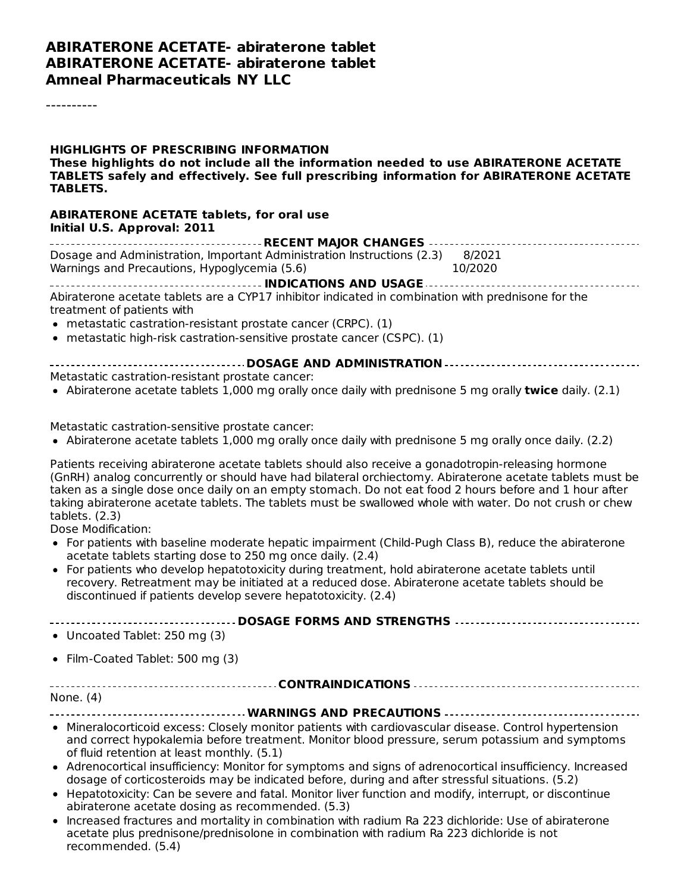**ABIRATERONE ACETATE- abiraterone tablet**
**ABIRATERONE ACETATE- abiraterone tablet**
**Amneal Pharmaceuticals NY LLC**

----------

**HIGHLIGHTS OF PRESCRIBING INFORMATION**
**These highlights do not include all the information needed to use ABIRATERONE ACETATE TABLETS safely and effectively. See full prescribing information for ABIRATERONE ACETATE TABLETS.**

**ABIRATERONE ACETATE tablets, for oral use**
**Initial U.S. Approval: 2011**

**RECENT MAJOR CHANGES**

| | |
|---|---|
| Dosage and Administration, Important Administration Instructions (2.3) | 8/2021 |
| Warnings and Precautions, Hypoglycemia (5.6) | 10/2020 |

**INDICATIONS AND USAGE**

Abiraterone acetate tablets are a CYP17 inhibitor indicated in combination with prednisone for the treatment of patients with

- metastatic castration-resistant prostate cancer (CRPC). (1)
- metastatic high-risk castration-sensitive prostate cancer (CSPC). (1)

**DOSAGE AND ADMINISTRATION**

Metastatic castration-resistant prostate cancer:

- Abiraterone acetate tablets 1,000 mg orally once daily with prednisone 5 mg orally **twice** daily. (2.1)

Metastatic castration-sensitive prostate cancer:

- Abiraterone acetate tablets 1,000 mg orally once daily with prednisone 5 mg orally once daily. (2.2)

Patients receiving abiraterone acetate tablets should also receive a gonadotropin-releasing hormone (GnRH) analog concurrently or should have had bilateral orchiectomy. Abiraterone acetate tablets must be taken as a single dose once daily on an empty stomach. Do not eat food 2 hours before and 1 hour after taking abiraterone acetate tablets. The tablets must be swallowed whole with water. Do not crush or chew tablets. (2.3)

Dose Modification:

- For patients with baseline moderate hepatic impairment (Child-Pugh Class B), reduce the abiraterone acetate tablets starting dose to 250 mg once daily. (2.4)
- For patients who develop hepatotoxicity during treatment, hold abiraterone acetate tablets until recovery. Retreatment may be initiated at a reduced dose. Abiraterone acetate tablets should be discontinued if patients develop severe hepatotoxicity. (2.4)

**DOSAGE FORMS AND STRENGTHS**

- Uncoated Tablet: 250 mg (3)
- Film-Coated Tablet: 500 mg (3)

**CONTRAINDICATIONS**

None. (4)

**WARNINGS AND PRECAUTIONS**

- Mineralocorticoid excess: Closely monitor patients with cardiovascular disease. Control hypertension and correct hypokalemia before treatment. Monitor blood pressure, serum potassium and symptoms of fluid retention at least monthly. (5.1)
- Adrenocortical insufficiency: Monitor for symptoms and signs of adrenocortical insufficiency. Increased dosage of corticosteroids may be indicated before, during and after stressful situations. (5.2)
- Hepatotoxicity: Can be severe and fatal. Monitor liver function and modify, interrupt, or discontinue abiraterone acetate dosing as recommended. (5.3)
- Increased fractures and mortality in combination with radium Ra 223 dichloride: Use of abiraterone acetate plus prednisone/prednisolone in combination with radium Ra 223 dichloride is not recommended. (5.4)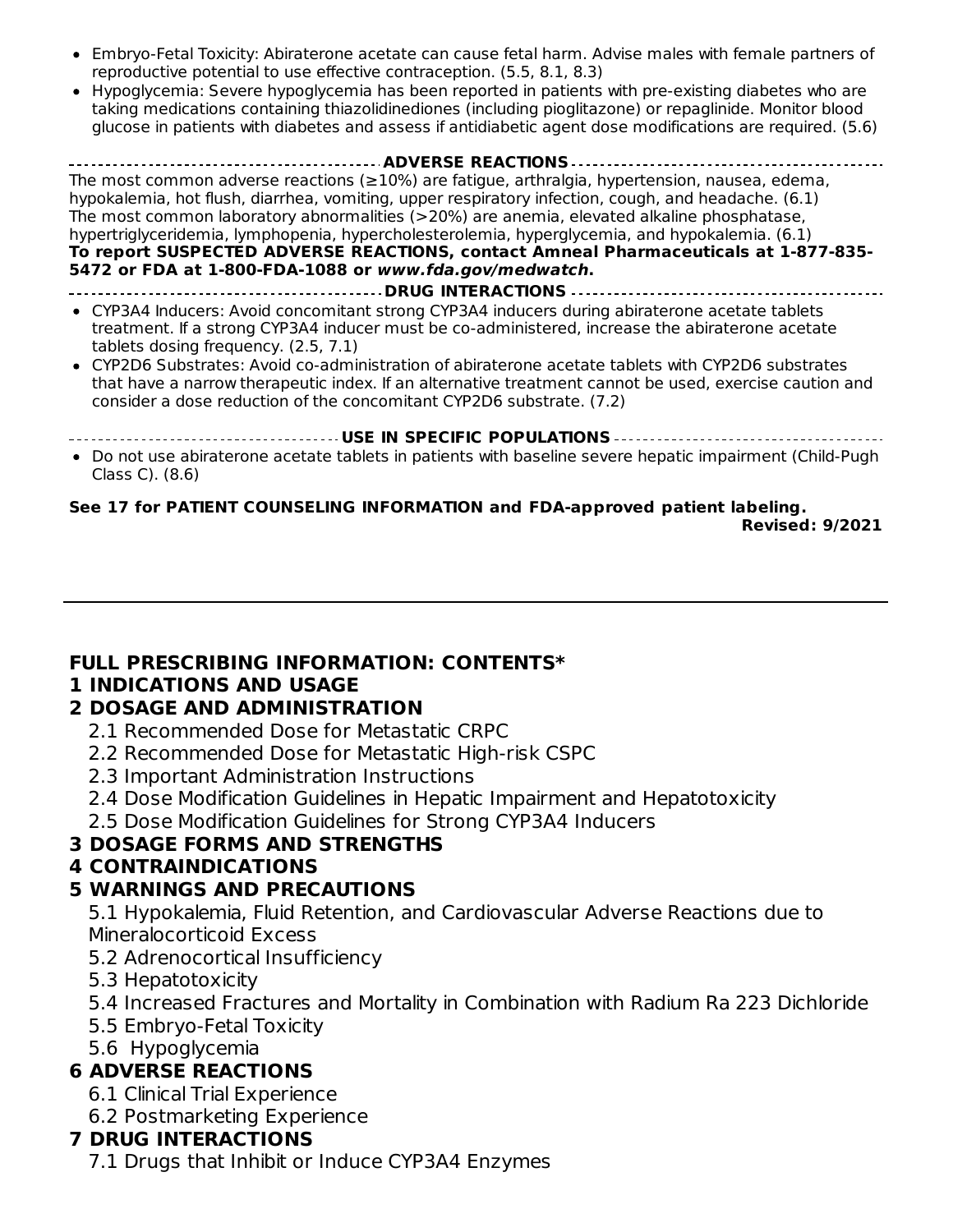- Embryo-Fetal Toxicity: Abiraterone acetate can cause fetal harm. Advise males with female partners of reproductive potential to use effective contraception. (5.5, 8.1, 8.3)
- Hypoglycemia: Severe hypoglycemia has been reported in patients with pre-existing diabetes who are taking medications containing thiazolidinediones (including pioglitazone) or repaglinide. Monitor blood glucose in patients with diabetes and assess if antidiabetic agent dose modifications are required. (5.6)

**ADVERSE REACTIONS**

The most common adverse reactions (≥10%) are fatigue, arthralgia, hypertension, nausea, edema, hypokalemia, hot flush, diarrhea, vomiting, upper respiratory infection, cough, and headache. (6.1)
The most common laboratory abnormalities (>20%) are anemia, elevated alkaline phosphatase, hypertriglyceridemia, lymphopenia, hypercholesterolemia, hyperglycemia, and hypokalemia. (6.1)
**To report SUSPECTED ADVERSE REACTIONS, contact Amneal Pharmaceuticals at 1-877-835-5472 or FDA at 1-800-FDA-1088 or *www.fda.gov/medwatch*.**

**DRUG INTERACTIONS**

- CYP3A4 Inducers: Avoid concomitant strong CYP3A4 inducers during abiraterone acetate tablets treatment. If a strong CYP3A4 inducer must be co-administered, increase the abiraterone acetate tablets dosing frequency. (2.5, 7.1)
- CYP2D6 Substrates: Avoid co-administration of abiraterone acetate tablets with CYP2D6 substrates that have a narrow therapeutic index. If an alternative treatment cannot be used, exercise caution and consider a dose reduction of the concomitant CYP2D6 substrate. (7.2)

**USE IN SPECIFIC POPULATIONS**

- Do not use abiraterone acetate tablets in patients with baseline severe hepatic impairment (Child-Pugh Class C). (8.6)

**See 17 for PATIENT COUNSELING INFORMATION and FDA-approved patient labeling.**
**Revised: 9/2021**

---

## FULL PRESCRIBING INFORMATION: CONTENTS*

**1 INDICATIONS AND USAGE**

**2 DOSAGE AND ADMINISTRATION**
- 2.1 Recommended Dose for Metastatic CRPC
- 2.2 Recommended Dose for Metastatic High-risk CSPC
- 2.3 Important Administration Instructions
- 2.4 Dose Modification Guidelines in Hepatic Impairment and Hepatotoxicity
- 2.5 Dose Modification Guidelines for Strong CYP3A4 Inducers

**3 DOSAGE FORMS AND STRENGTHS**

**4 CONTRAINDICATIONS**

**5 WARNINGS AND PRECAUTIONS**
- 5.1 Hypokalemia, Fluid Retention, and Cardiovascular Adverse Reactions due to Mineralocorticoid Excess
- 5.2 Adrenocortical Insufficiency
- 5.3 Hepatotoxicity
- 5.4 Increased Fractures and Mortality in Combination with Radium Ra 223 Dichloride
- 5.5 Embryo-Fetal Toxicity
- 5.6 Hypoglycemia

**6 ADVERSE REACTIONS**
- 6.1 Clinical Trial Experience
- 6.2 Postmarketing Experience

**7 DRUG INTERACTIONS**
- 7.1 Drugs that Inhibit or Induce CYP3A4 Enzymes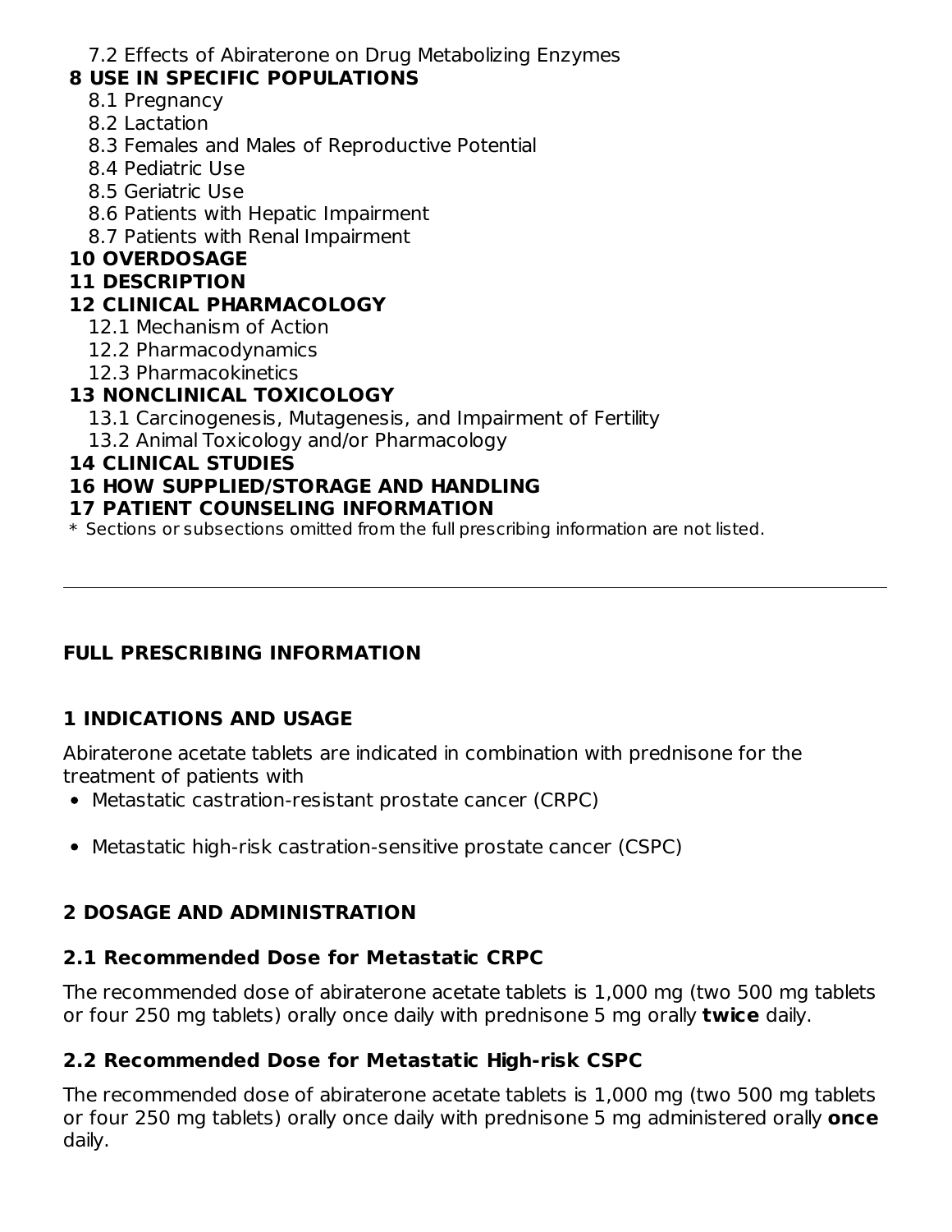7.2 Effects of Abiraterone on Drug Metabolizing Enzymes

**8 USE IN SPECIFIC POPULATIONS**

8.1 Pregnancy
8.2 Lactation
8.3 Females and Males of Reproductive Potential
8.4 Pediatric Use
8.5 Geriatric Use
8.6 Patients with Hepatic Impairment
8.7 Patients with Renal Impairment

**10 OVERDOSAGE**

**11 DESCRIPTION**

**12 CLINICAL PHARMACOLOGY**

12.1 Mechanism of Action
12.2 Pharmacodynamics
12.3 Pharmacokinetics

**13 NONCLINICAL TOXICOLOGY**

13.1 Carcinogenesis, Mutagenesis, and Impairment of Fertility
13.2 Animal Toxicology and/or Pharmacology

**14 CLINICAL STUDIES**

**16 HOW SUPPLIED/STORAGE AND HANDLING**

**17 PATIENT COUNSELING INFORMATION**

* Sections or subsections omitted from the full prescribing information are not listed.

---

# FULL PRESCRIBING INFORMATION

## 1 INDICATIONS AND USAGE

Abiraterone acetate tablets are indicated in combination with prednisone for the treatment of patients with

- Metastatic castration-resistant prostate cancer (CRPC)
- Metastatic high-risk castration-sensitive prostate cancer (CSPC)

## 2 DOSAGE AND ADMINISTRATION

### 2.1 Recommended Dose for Metastatic CRPC

The recommended dose of abiraterone acetate tablets is 1,000 mg (two 500 mg tablets or four 250 mg tablets) orally once daily with prednisone 5 mg orally **twice** daily.

### 2.2 Recommended Dose for Metastatic High-risk CSPC

The recommended dose of abiraterone acetate tablets is 1,000 mg (two 500 mg tablets or four 250 mg tablets) orally once daily with prednisone 5 mg administered orally **once** daily.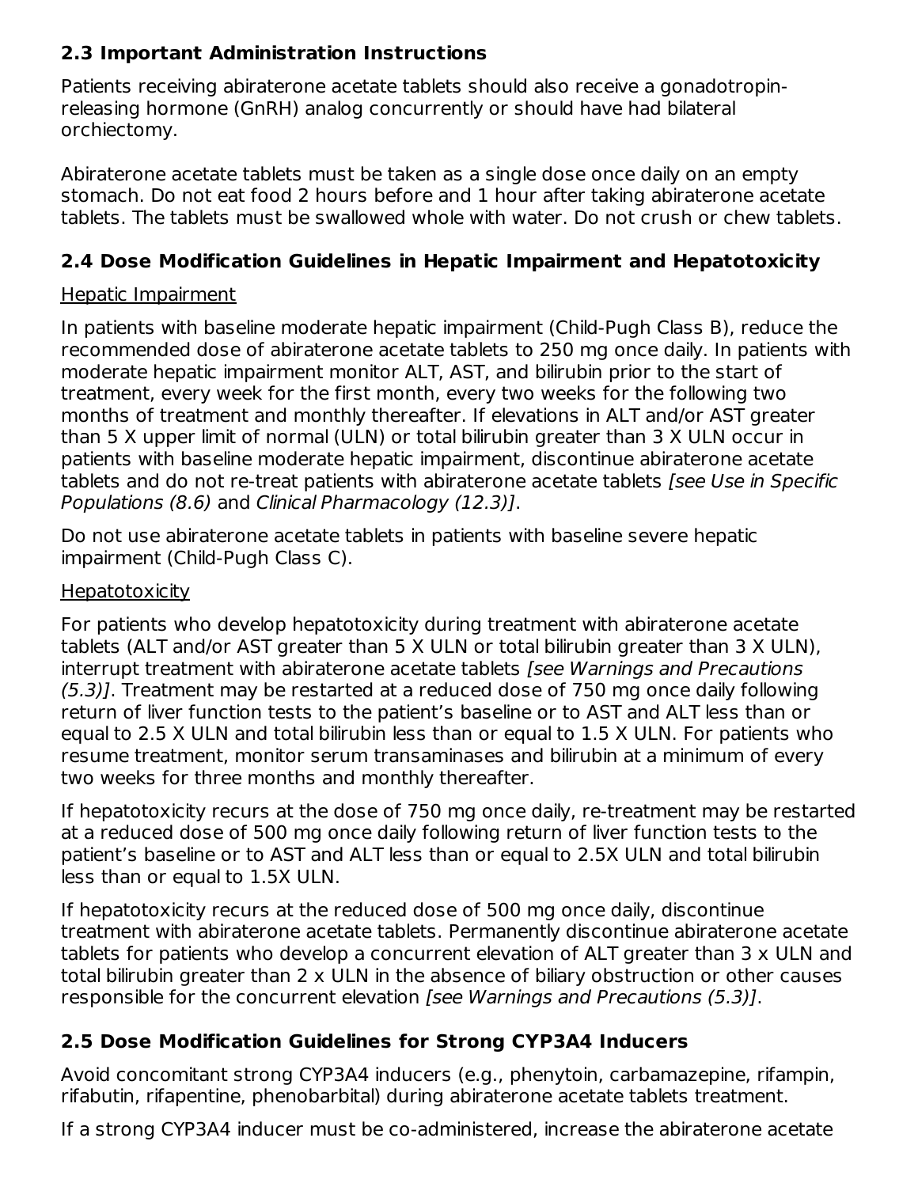## 2.3 Important Administration Instructions

Patients receiving abiraterone acetate tablets should also receive a gonadotropin-releasing hormone (GnRH) analog concurrently or should have had bilateral orchiectomy.

Abiraterone acetate tablets must be taken as a single dose once daily on an empty stomach. Do not eat food 2 hours before and 1 hour after taking abiraterone acetate tablets. The tablets must be swallowed whole with water. Do not crush or chew tablets.

## 2.4 Dose Modification Guidelines in Hepatic Impairment and Hepatotoxicity

Hepatic Impairment

In patients with baseline moderate hepatic impairment (Child-Pugh Class B), reduce the recommended dose of abiraterone acetate tablets to 250 mg once daily. In patients with moderate hepatic impairment monitor ALT, AST, and bilirubin prior to the start of treatment, every week for the first month, every two weeks for the following two months of treatment and monthly thereafter. If elevations in ALT and/or AST greater than 5 X upper limit of normal (ULN) or total bilirubin greater than 3 X ULN occur in patients with baseline moderate hepatic impairment, discontinue abiraterone acetate tablets and do not re-treat patients with abiraterone acetate tablets *[see Use in Specific Populations (8.6)* and *Clinical Pharmacology (12.3)]*.

Do not use abiraterone acetate tablets in patients with baseline severe hepatic impairment (Child-Pugh Class C).

Hepatotoxicity

For patients who develop hepatotoxicity during treatment with abiraterone acetate tablets (ALT and/or AST greater than 5 X ULN or total bilirubin greater than 3 X ULN), interrupt treatment with abiraterone acetate tablets *[see Warnings and Precautions (5.3)]*. Treatment may be restarted at a reduced dose of 750 mg once daily following return of liver function tests to the patient's baseline or to AST and ALT less than or equal to 2.5 X ULN and total bilirubin less than or equal to 1.5 X ULN. For patients who resume treatment, monitor serum transaminases and bilirubin at a minimum of every two weeks for three months and monthly thereafter.

If hepatotoxicity recurs at the dose of 750 mg once daily, re-treatment may be restarted at a reduced dose of 500 mg once daily following return of liver function tests to the patient's baseline or to AST and ALT less than or equal to 2.5X ULN and total bilirubin less than or equal to 1.5X ULN.

If hepatotoxicity recurs at the reduced dose of 500 mg once daily, discontinue treatment with abiraterone acetate tablets. Permanently discontinue abiraterone acetate tablets for patients who develop a concurrent elevation of ALT greater than 3 x ULN and total bilirubin greater than 2 x ULN in the absence of biliary obstruction or other causes responsible for the concurrent elevation *[see Warnings and Precautions (5.3)]*.

## 2.5 Dose Modification Guidelines for Strong CYP3A4 Inducers

Avoid concomitant strong CYP3A4 inducers (e.g., phenytoin, carbamazepine, rifampin, rifabutin, rifapentine, phenobarbital) during abiraterone acetate tablets treatment.

If a strong CYP3A4 inducer must be co-administered, increase the abiraterone acetate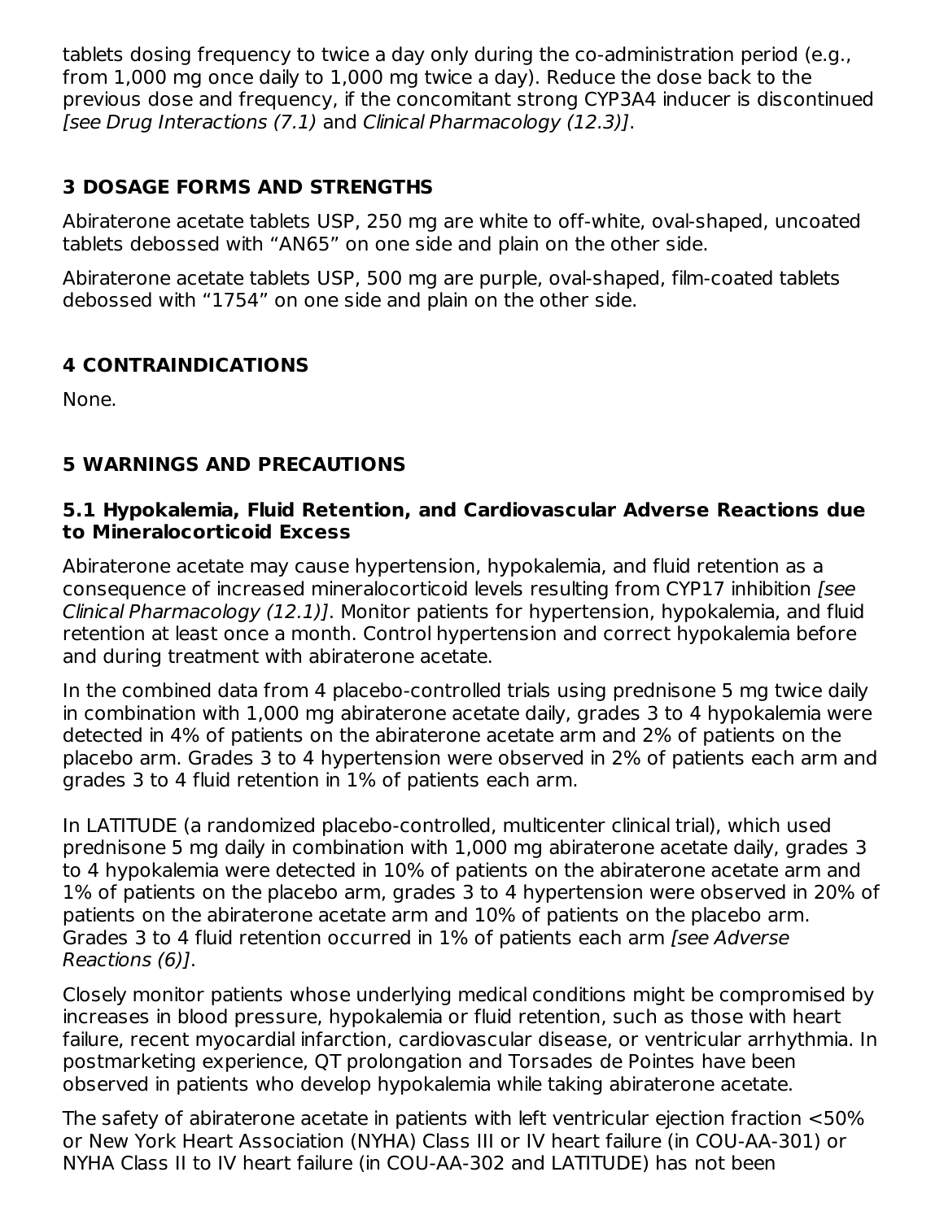tablets dosing frequency to twice a day only during the co-administration period (e.g., from 1,000 mg once daily to 1,000 mg twice a day). Reduce the dose back to the previous dose and frequency, if the concomitant strong CYP3A4 inducer is discontinued *[see Drug Interactions (7.1)* and *Clinical Pharmacology (12.3)]*.

## 3 DOSAGE FORMS AND STRENGTHS

Abiraterone acetate tablets USP, 250 mg are white to off-white, oval-shaped, uncoated tablets debossed with “AN65” on one side and plain on the other side.

Abiraterone acetate tablets USP, 500 mg are purple, oval-shaped, film-coated tablets debossed with “1754” on one side and plain on the other side.

## 4 CONTRAINDICATIONS

None.

## 5 WARNINGS AND PRECAUTIONS

### 5.1 Hypokalemia, Fluid Retention, and Cardiovascular Adverse Reactions due to Mineralocorticoid Excess

Abiraterone acetate may cause hypertension, hypokalemia, and fluid retention as a consequence of increased mineralocorticoid levels resulting from CYP17 inhibition *[see Clinical Pharmacology (12.1)]*. Monitor patients for hypertension, hypokalemia, and fluid retention at least once a month. Control hypertension and correct hypokalemia before and during treatment with abiraterone acetate.

In the combined data from 4 placebo-controlled trials using prednisone 5 mg twice daily in combination with 1,000 mg abiraterone acetate daily, grades 3 to 4 hypokalemia were detected in 4% of patients on the abiraterone acetate arm and 2% of patients on the placebo arm. Grades 3 to 4 hypertension were observed in 2% of patients each arm and grades 3 to 4 fluid retention in 1% of patients each arm.

In LATITUDE (a randomized placebo-controlled, multicenter clinical trial), which used prednisone 5 mg daily in combination with 1,000 mg abiraterone acetate daily, grades 3 to 4 hypokalemia were detected in 10% of patients on the abiraterone acetate arm and 1% of patients on the placebo arm, grades 3 to 4 hypertension were observed in 20% of patients on the abiraterone acetate arm and 10% of patients on the placebo arm. Grades 3 to 4 fluid retention occurred in 1% of patients each arm *[see Adverse Reactions (6)]*.

Closely monitor patients whose underlying medical conditions might be compromised by increases in blood pressure, hypokalemia or fluid retention, such as those with heart failure, recent myocardial infarction, cardiovascular disease, or ventricular arrhythmia. In postmarketing experience, QT prolongation and Torsades de Pointes have been observed in patients who develop hypokalemia while taking abiraterone acetate.

The safety of abiraterone acetate in patients with left ventricular ejection fraction <50% or New York Heart Association (NYHA) Class III or IV heart failure (in COU-AA-301) or NYHA Class II to IV heart failure (in COU-AA-302 and LATITUDE) has not been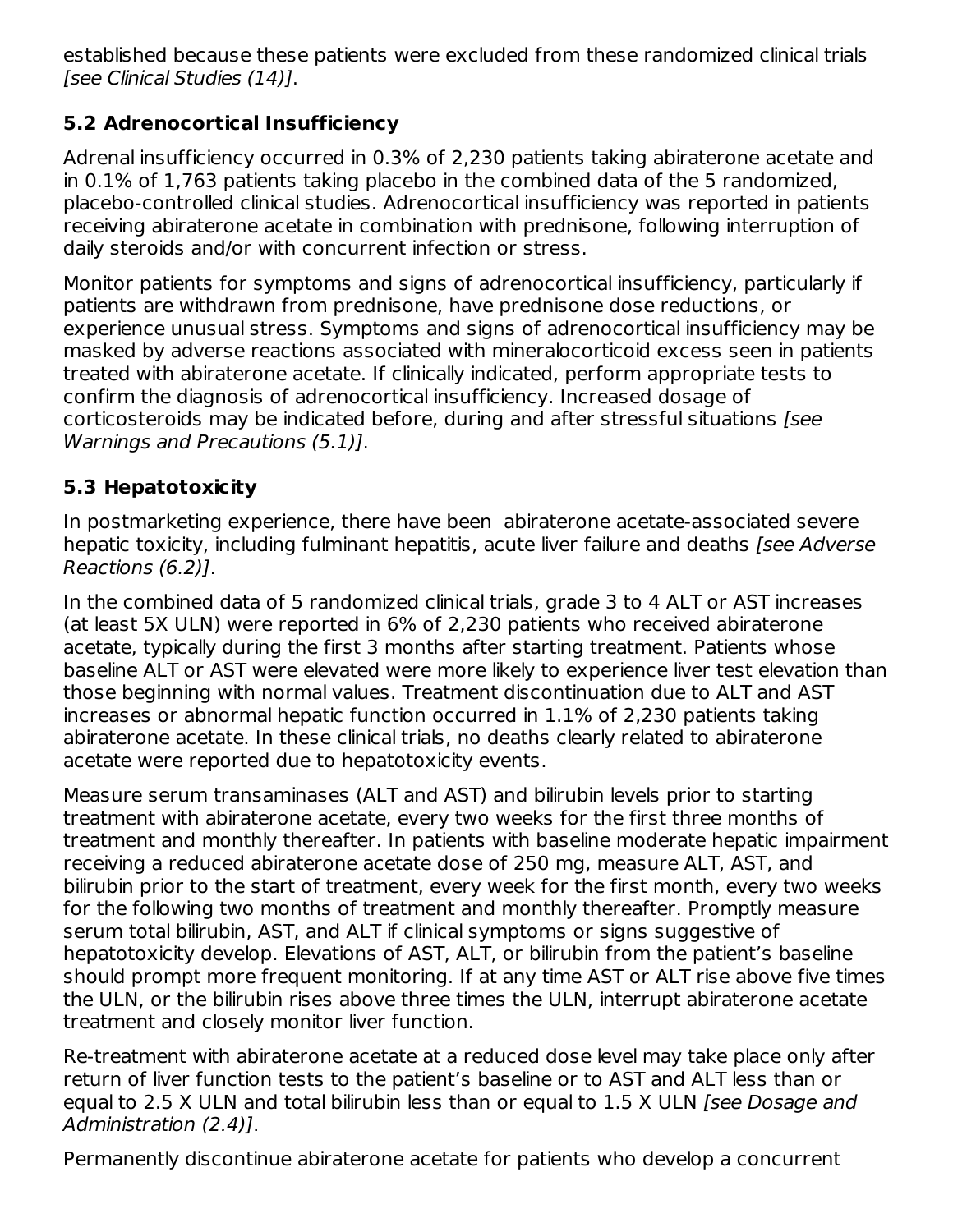established because these patients were excluded from these randomized clinical trials *[see Clinical Studies (14)]*.

### 5.2 Adrenocortical Insufficiency

Adrenal insufficiency occurred in 0.3% of 2,230 patients taking abiraterone acetate and in 0.1% of 1,763 patients taking placebo in the combined data of the 5 randomized, placebo-controlled clinical studies. Adrenocortical insufficiency was reported in patients receiving abiraterone acetate in combination with prednisone, following interruption of daily steroids and/or with concurrent infection or stress.

Monitor patients for symptoms and signs of adrenocortical insufficiency, particularly if patients are withdrawn from prednisone, have prednisone dose reductions, or experience unusual stress. Symptoms and signs of adrenocortical insufficiency may be masked by adverse reactions associated with mineralocorticoid excess seen in patients treated with abiraterone acetate. If clinically indicated, perform appropriate tests to confirm the diagnosis of adrenocortical insufficiency. Increased dosage of corticosteroids may be indicated before, during and after stressful situations *[see Warnings and Precautions (5.1)]*.

### 5.3 Hepatotoxicity

In postmarketing experience, there have been abiraterone acetate-associated severe hepatic toxicity, including fulminant hepatitis, acute liver failure and deaths *[see Adverse Reactions (6.2)]*.

In the combined data of 5 randomized clinical trials, grade 3 to 4 ALT or AST increases (at least 5X ULN) were reported in 6% of 2,230 patients who received abiraterone acetate, typically during the first 3 months after starting treatment. Patients whose baseline ALT or AST were elevated were more likely to experience liver test elevation than those beginning with normal values. Treatment discontinuation due to ALT and AST increases or abnormal hepatic function occurred in 1.1% of 2,230 patients taking abiraterone acetate. In these clinical trials, no deaths clearly related to abiraterone acetate were reported due to hepatotoxicity events.

Measure serum transaminases (ALT and AST) and bilirubin levels prior to starting treatment with abiraterone acetate, every two weeks for the first three months of treatment and monthly thereafter. In patients with baseline moderate hepatic impairment receiving a reduced abiraterone acetate dose of 250 mg, measure ALT, AST, and bilirubin prior to the start of treatment, every week for the first month, every two weeks for the following two months of treatment and monthly thereafter. Promptly measure serum total bilirubin, AST, and ALT if clinical symptoms or signs suggestive of hepatotoxicity develop. Elevations of AST, ALT, or bilirubin from the patient's baseline should prompt more frequent monitoring. If at any time AST or ALT rise above five times the ULN, or the bilirubin rises above three times the ULN, interrupt abiraterone acetate treatment and closely monitor liver function.

Re-treatment with abiraterone acetate at a reduced dose level may take place only after return of liver function tests to the patient's baseline or to AST and ALT less than or equal to 2.5 X ULN and total bilirubin less than or equal to 1.5 X ULN *[see Dosage and Administration (2.4)]*.

Permanently discontinue abiraterone acetate for patients who develop a concurrent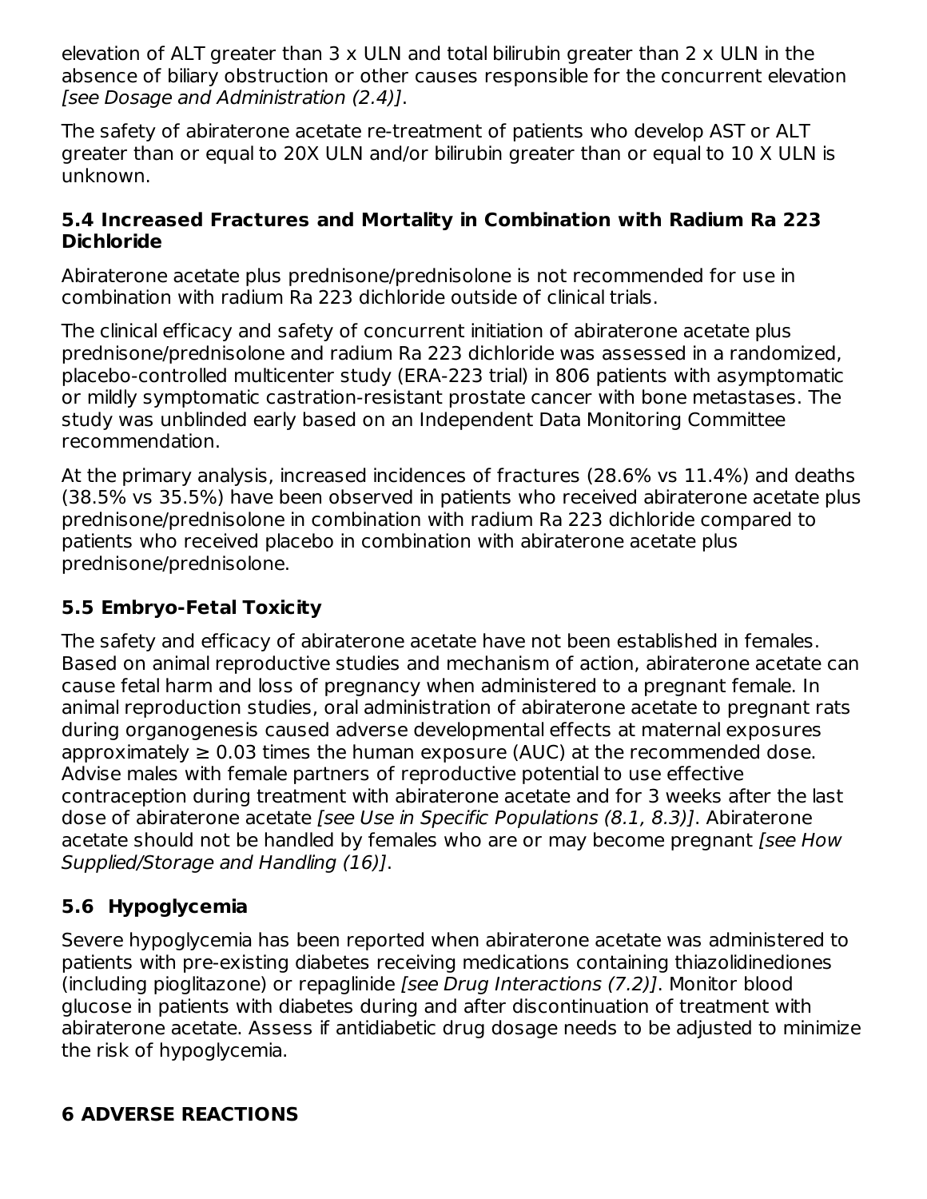elevation of ALT greater than 3 x ULN and total bilirubin greater than 2 x ULN in the absence of biliary obstruction or other causes responsible for the concurrent elevation *[see Dosage and Administration (2.4)]*.

The safety of abiraterone acetate re-treatment of patients who develop AST or ALT greater than or equal to 20X ULN and/or bilirubin greater than or equal to 10 X ULN is unknown.

### 5.4 Increased Fractures and Mortality in Combination with Radium Ra 223 Dichloride

Abiraterone acetate plus prednisone/prednisolone is not recommended for use in combination with radium Ra 223 dichloride outside of clinical trials.

The clinical efficacy and safety of concurrent initiation of abiraterone acetate plus prednisone/prednisolone and radium Ra 223 dichloride was assessed in a randomized, placebo-controlled multicenter study (ERA-223 trial) in 806 patients with asymptomatic or mildly symptomatic castration-resistant prostate cancer with bone metastases. The study was unblinded early based on an Independent Data Monitoring Committee recommendation.

At the primary analysis, increased incidences of fractures (28.6% vs 11.4%) and deaths (38.5% vs 35.5%) have been observed in patients who received abiraterone acetate plus prednisone/prednisolone in combination with radium Ra 223 dichloride compared to patients who received placebo in combination with abiraterone acetate plus prednisone/prednisolone.

### 5.5 Embryo-Fetal Toxicity

The safety and efficacy of abiraterone acetate have not been established in females. Based on animal reproductive studies and mechanism of action, abiraterone acetate can cause fetal harm and loss of pregnancy when administered to a pregnant female. In animal reproduction studies, oral administration of abiraterone acetate to pregnant rats during organogenesis caused adverse developmental effects at maternal exposures approximately ≥ 0.03 times the human exposure (AUC) at the recommended dose. Advise males with female partners of reproductive potential to use effective contraception during treatment with abiraterone acetate and for 3 weeks after the last dose of abiraterone acetate *[see Use in Specific Populations (8.1, 8.3)]*. Abiraterone acetate should not be handled by females who are or may become pregnant *[see How Supplied/Storage and Handling (16)]*.

### 5.6 Hypoglycemia

Severe hypoglycemia has been reported when abiraterone acetate was administered to patients with pre-existing diabetes receiving medications containing thiazolidinediones (including pioglitazone) or repaglinide *[see Drug Interactions (7.2)]*. Monitor blood glucose in patients with diabetes during and after discontinuation of treatment with abiraterone acetate. Assess if antidiabetic drug dosage needs to be adjusted to minimize the risk of hypoglycemia.

## 6 ADVERSE REACTIONS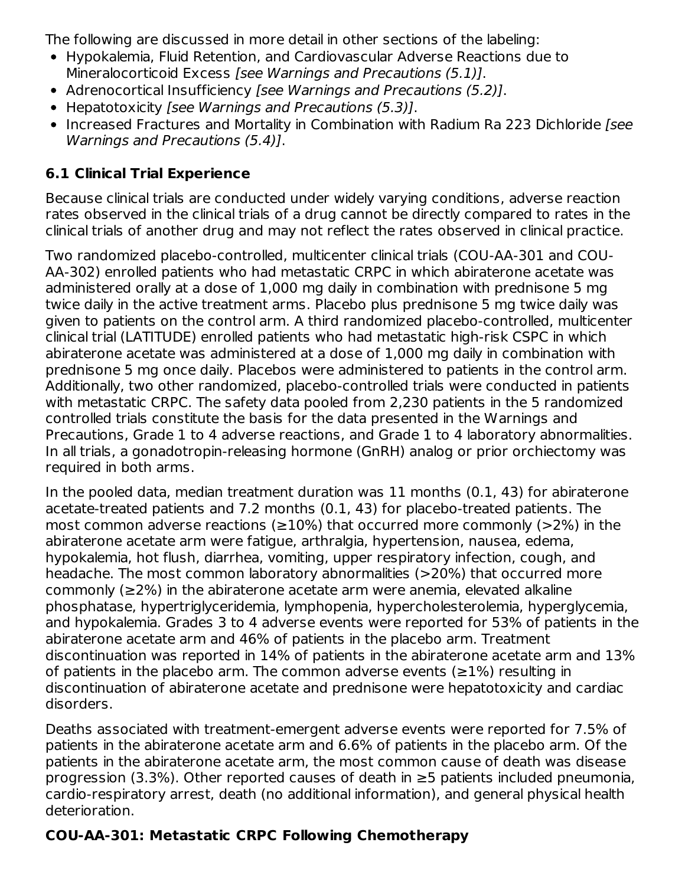The following are discussed in more detail in other sections of the labeling:

- Hypokalemia, Fluid Retention, and Cardiovascular Adverse Reactions due to Mineralocorticoid Excess *[see Warnings and Precautions (5.1)]*.
- Adrenocortical Insufficiency *[see Warnings and Precautions (5.2)]*.
- Hepatotoxicity *[see Warnings and Precautions (5.3)]*.
- Increased Fractures and Mortality in Combination with Radium Ra 223 Dichloride *[see Warnings and Precautions (5.4)]*.

### 6.1 Clinical Trial Experience

Because clinical trials are conducted under widely varying conditions, adverse reaction rates observed in the clinical trials of a drug cannot be directly compared to rates in the clinical trials of another drug and may not reflect the rates observed in clinical practice.

Two randomized placebo-controlled, multicenter clinical trials (COU-AA-301 and COU-AA-302) enrolled patients who had metastatic CRPC in which abiraterone acetate was administered orally at a dose of 1,000 mg daily in combination with prednisone 5 mg twice daily in the active treatment arms. Placebo plus prednisone 5 mg twice daily was given to patients on the control arm. A third randomized placebo-controlled, multicenter clinical trial (LATITUDE) enrolled patients who had metastatic high-risk CSPC in which abiraterone acetate was administered at a dose of 1,000 mg daily in combination with prednisone 5 mg once daily. Placebos were administered to patients in the control arm. Additionally, two other randomized, placebo-controlled trials were conducted in patients with metastatic CRPC. The safety data pooled from 2,230 patients in the 5 randomized controlled trials constitute the basis for the data presented in the Warnings and Precautions, Grade 1 to 4 adverse reactions, and Grade 1 to 4 laboratory abnormalities. In all trials, a gonadotropin-releasing hormone (GnRH) analog or prior orchiectomy was required in both arms.

In the pooled data, median treatment duration was 11 months (0.1, 43) for abiraterone acetate-treated patients and 7.2 months (0.1, 43) for placebo-treated patients. The most common adverse reactions (≥10%) that occurred more commonly (>2%) in the abiraterone acetate arm were fatigue, arthralgia, hypertension, nausea, edema, hypokalemia, hot flush, diarrhea, vomiting, upper respiratory infection, cough, and headache. The most common laboratory abnormalities (>20%) that occurred more commonly (≥2%) in the abiraterone acetate arm were anemia, elevated alkaline phosphatase, hypertriglyceridemia, lymphopenia, hypercholesterolemia, hyperglycemia, and hypokalemia. Grades 3 to 4 adverse events were reported for 53% of patients in the abiraterone acetate arm and 46% of patients in the placebo arm. Treatment discontinuation was reported in 14% of patients in the abiraterone acetate arm and 13% of patients in the placebo arm. The common adverse events (≥1%) resulting in discontinuation of abiraterone acetate and prednisone were hepatotoxicity and cardiac disorders.

Deaths associated with treatment-emergent adverse events were reported for 7.5% of patients in the abiraterone acetate arm and 6.6% of patients in the placebo arm. Of the patients in the abiraterone acetate arm, the most common cause of death was disease progression (3.3%). Other reported causes of death in ≥5 patients included pneumonia, cardio-respiratory arrest, death (no additional information), and general physical health deterioration.

#### COU-AA-301: Metastatic CRPC Following Chemotherapy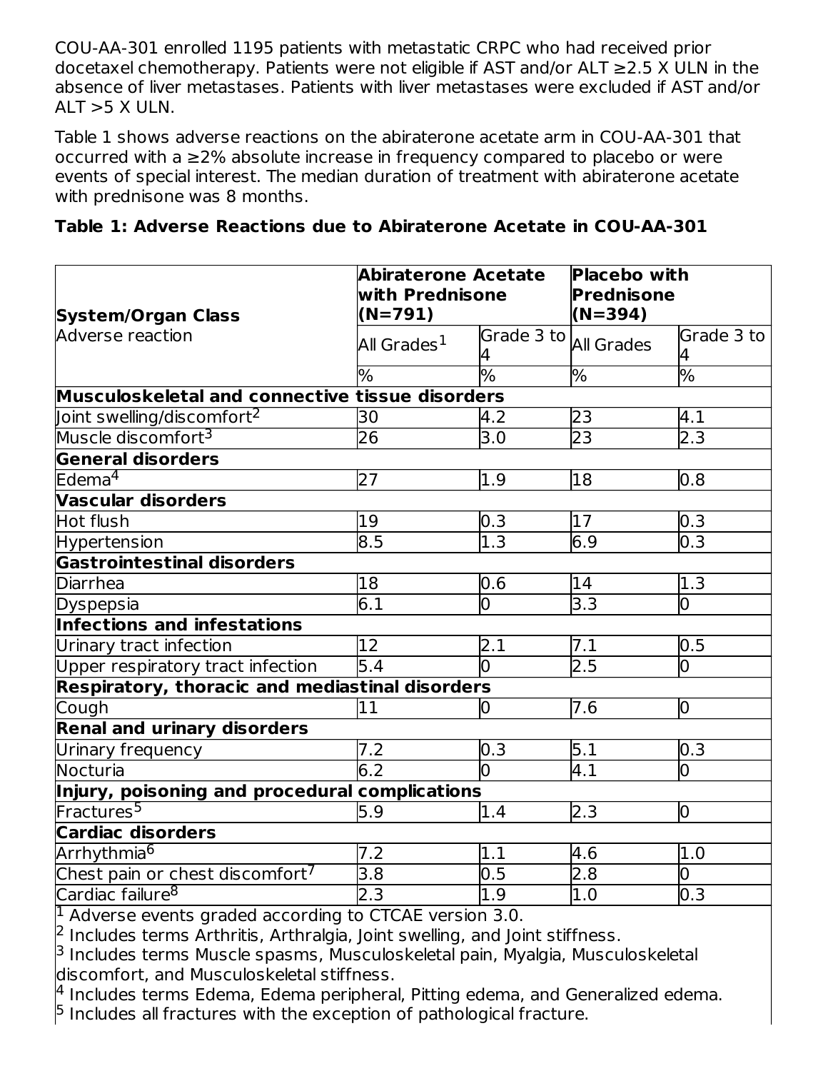COU-AA-301 enrolled 1195 patients with metastatic CRPC who had received prior docetaxel chemotherapy. Patients were not eligible if AST and/or ALT ≥2.5 X ULN in the absence of liver metastases. Patients with liver metastases were excluded if AST and/or ALT >5 X ULN.

Table 1 shows adverse reactions on the abiraterone acetate arm in COU-AA-301 that occurred with a ≥2% absolute increase in frequency compared to placebo or were events of special interest. The median duration of treatment with abiraterone acetate with prednisone was 8 months.

**Table 1: Adverse Reactions due to Abiraterone Acetate in COU-AA-301**

| **System/Organ Class** Adverse reaction | **Abiraterone Acetate with Prednisone (N=791)** | | **Placebo with Prednisone (N=394)** | |
|---|---|---|---|---|
| | All Grades[1] | Grade 3 to 4 | All Grades | Grade 3 to 4 |
| | % | % | % | % |
| **Musculoskeletal and connective tissue disorders** | | | | |
| Joint swelling/discomfort[2] | 30 | 4.2 | 23 | 4.1 |
| Muscle discomfort[3] | 26 | 3.0 | 23 | 2.3 |
| **General disorders** | | | | |
| Edema[4] | 27 | 1.9 | 18 | 0.8 |
| **Vascular disorders** | | | | |
| Hot flush | 19 | 0.3 | 17 | 0.3 |
| Hypertension | 8.5 | 1.3 | 6.9 | 0.3 |
| **Gastrointestinal disorders** | | | | |
| Diarrhea | 18 | 0.6 | 14 | 1.3 |
| Dyspepsia | 6.1 | 0 | 3.3 | 0 |
| **Infections and infestations** | | | | |
| Urinary tract infection | 12 | 2.1 | 7.1 | 0.5 |
| Upper respiratory tract infection | 5.4 | 0 | 2.5 | 0 |
| **Respiratory, thoracic and mediastinal disorders** | | | | |
| Cough | 11 | 0 | 7.6 | 0 |
| **Renal and urinary disorders** | | | | |
| Urinary frequency | 7.2 | 0.3 | 5.1 | 0.3 |
| Nocturia | 6.2 | 0 | 4.1 | 0 |
| **Injury, poisoning and procedural complications** | | | | |
| Fractures[5] | 5.9 | 1.4 | 2.3 | 0 |
| **Cardiac disorders** | | | | |
| Arrhythmia[6] | 7.2 | 1.1 | 4.6 | 1.0 |
| Chest pain or chest discomfort[7] | 3.8 | 0.5 | 2.8 | 0 |
| Cardiac failure[8] | 2.3 | 1.9 | 1.0 | 0.3 |

[1] Adverse events graded according to CTCAE version 3.0.
[2] Includes terms Arthritis, Arthralgia, Joint swelling, and Joint stiffness.
[3] Includes terms Muscle spasms, Musculoskeletal pain, Myalgia, Musculoskeletal discomfort, and Musculoskeletal stiffness.
[4] Includes terms Edema, Edema peripheral, Pitting edema, and Generalized edema.
[5] Includes all fractures with the exception of pathological fracture.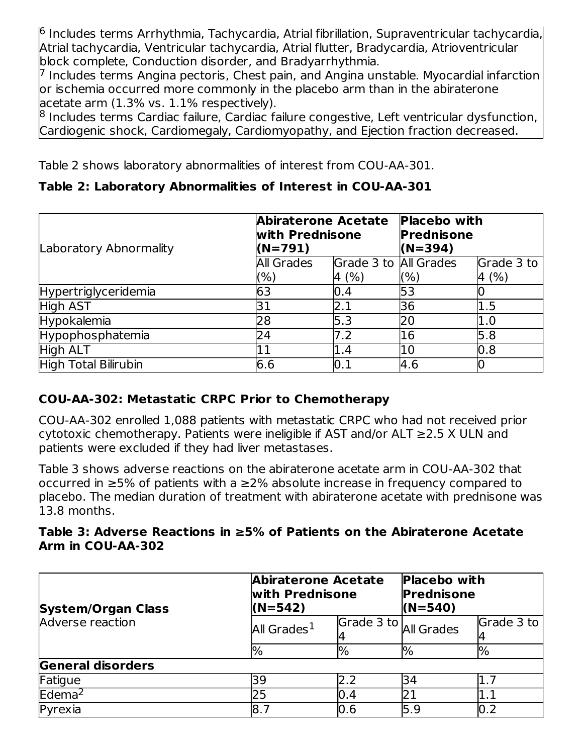[6] Includes terms Arrhythmia, Tachycardia, Atrial fibrillation, Supraventricular tachycardia, Atrial tachycardia, Ventricular tachycardia, Atrial flutter, Bradycardia, Atrioventricular block complete, Conduction disorder, and Bradyarrhythmia.
[7] Includes terms Angina pectoris, Chest pain, and Angina unstable. Myocardial infarction or ischemia occurred more commonly in the placebo arm than in the abiraterone acetate arm (1.3% vs. 1.1% respectively).
[8] Includes terms Cardiac failure, Cardiac failure congestive, Left ventricular dysfunction, Cardiogenic shock, Cardiomegaly, Cardiomyopathy, and Ejection fraction decreased.

Table 2 shows laboratory abnormalities of interest from COU-AA-301.

**Table 2: Laboratory Abnormalities of Interest in COU-AA-301**

| Laboratory Abnormality | **Abiraterone Acetate with Prednisone (N=791)** | | **Placebo with Prednisone (N=394)** | |
|---|---|---|---|---|
| | All Grades (%) | Grade 3 to 4 (%) | All Grades (%) | Grade 3 to 4 (%) |
| Hypertriglyceridemia | 63 | 0.4 | 53 | 0 |
| High AST | 31 | 2.1 | 36 | 1.5 |
| Hypokalemia | 28 | 5.3 | 20 | 1.0 |
| Hypophosphatemia | 24 | 7.2 | 16 | 5.8 |
| High ALT | 11 | 1.4 | 10 | 0.8 |
| High Total Bilirubin | 6.6 | 0.1 | 4.6 | 0 |

### COU-AA-302: Metastatic CRPC Prior to Chemotherapy

COU-AA-302 enrolled 1,088 patients with metastatic CRPC who had not received prior cytotoxic chemotherapy. Patients were ineligible if AST and/or ALT ≥2.5 X ULN and patients were excluded if they had liver metastases.

Table 3 shows adverse reactions on the abiraterone acetate arm in COU-AA-302 that occurred in ≥5% of patients with a ≥2% absolute increase in frequency compared to placebo. The median duration of treatment with abiraterone acetate with prednisone was 13.8 months.

**Table 3: Adverse Reactions in ≥5% of Patients on the Abiraterone Acetate Arm in COU-AA-302**

| **System/Organ Class** Adverse reaction | **Abiraterone Acetate with Prednisone (N=542)** | | **Placebo with Prednisone (N=540)** | |
|---|---|---|---|---|
| | All Grades[1] | Grade 3 to 4 | All Grades | Grade 3 to 4 |
| | % | % | % | % |
| **General disorders** | | | | |
| Fatigue | 39 | 2.2 | 34 | 1.7 |
| Edema[2] | 25 | 0.4 | 21 | 1.1 |
| Pyrexia | 8.7 | 0.6 | 5.9 | 0.2 |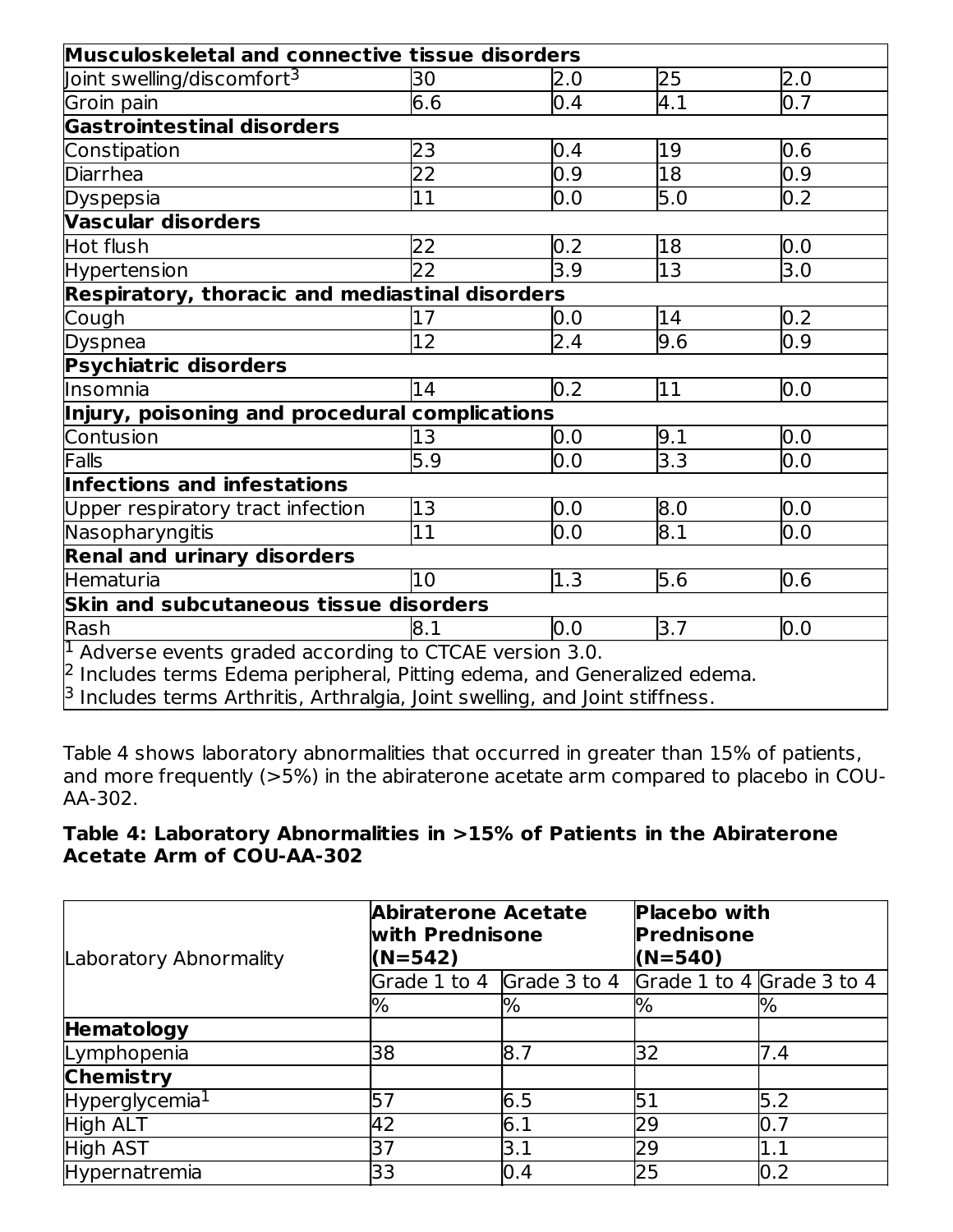| | | | | |
|---|---|---|---|---|
| **Musculoskeletal and connective tissue disorders** | | | | |
| Joint swelling/discomfort[3] | 30 | 2.0 | 25 | 2.0 |
| Groin pain | 6.6 | 0.4 | 4.1 | 0.7 |
| **Gastrointestinal disorders** | | | | |
| Constipation | 23 | 0.4 | 19 | 0.6 |
| Diarrhea | 22 | 0.9 | 18 | 0.9 |
| Dyspepsia | 11 | 0.0 | 5.0 | 0.2 |
| **Vascular disorders** | | | | |
| Hot flush | 22 | 0.2 | 18 | 0.0 |
| Hypertension | 22 | 3.9 | 13 | 3.0 |
| **Respiratory, thoracic and mediastinal disorders** | | | | |
| Cough | 17 | 0.0 | 14 | 0.2 |
| Dyspnea | 12 | 2.4 | 9.6 | 0.9 |
| **Psychiatric disorders** | | | | |
| Insomnia | 14 | 0.2 | 11 | 0.0 |
| **Injury, poisoning and procedural complications** | | | | |
| Contusion | 13 | 0.0 | 9.1 | 0.0 |
| Falls | 5.9 | 0.0 | 3.3 | 0.0 |
| **Infections and infestations** | | | | |
| Upper respiratory tract infection | 13 | 0.0 | 8.0 | 0.0 |
| Nasopharyngitis | 11 | 0.0 | 8.1 | 0.0 |
| **Renal and urinary disorders** | | | | |
| Hematuria | 10 | 1.3 | 5.6 | 0.6 |
| **Skin and subcutaneous tissue disorders** | | | | |
| Rash | 8.1 | 0.0 | 3.7 | 0.0 |

[1] Adverse events graded according to CTCAE version 3.0.
[2] Includes terms Edema peripheral, Pitting edema, and Generalized edema.
[3] Includes terms Arthritis, Arthralgia, Joint swelling, and Joint stiffness.

Table 4 shows laboratory abnormalities that occurred in greater than 15% of patients, and more frequently (>5%) in the abiraterone acetate arm compared to placebo in COU-AA-302.

**Table 4: Laboratory Abnormalities in >15% of Patients in the Abiraterone Acetate Arm of COU-AA-302**

| Laboratory Abnormality | Abiraterone Acetate with Prednisone (N=542) | | Placebo with Prednisone (N=540) | |
|---|---|---|---|---|
| | Grade 1 to 4 | Grade 3 to 4 | Grade 1 to 4 | Grade 3 to 4 |
| | % | % | % | % |
| **Hematology** | | | | |
| Lymphopenia | 38 | 8.7 | 32 | 7.4 |
| **Chemistry** | | | | |
| Hyperglycemia[1] | 57 | 6.5 | 51 | 5.2 |
| High ALT | 42 | 6.1 | 29 | 0.7 |
| High AST | 37 | 3.1 | 29 | 1.1 |
| Hypernatremia | 33 | 0.4 | 25 | 0.2 |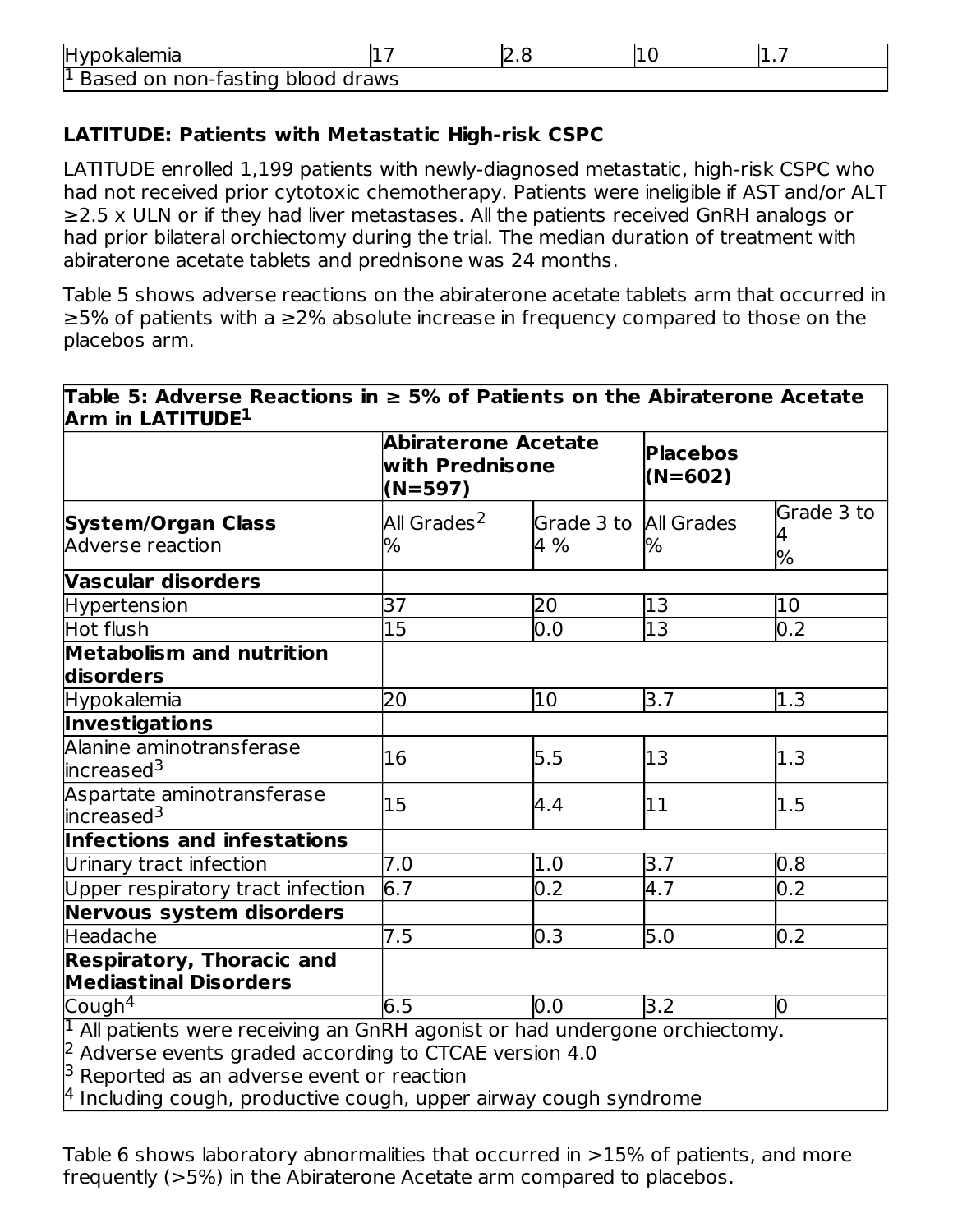| Hypokalemia | 17 | 2.8 | 10 | 1.7 |
|---|---|---|---|---|
| [1] Based on non-fasting blood draws | | | | |

**LATITUDE: Patients with Metastatic High-risk CSPC**

LATITUDE enrolled 1,199 patients with newly-diagnosed metastatic, high-risk CSPC who had not received prior cytotoxic chemotherapy. Patients were ineligible if AST and/or ALT ≥2.5 x ULN or if they had liver metastases. All the patients received GnRH analogs or had prior bilateral orchiectomy during the trial. The median duration of treatment with abiraterone acetate tablets and prednisone was 24 months.

Table 5 shows adverse reactions on the abiraterone acetate tablets arm that occurred in ≥5% of patients with a ≥2% absolute increase in frequency compared to those on the placebos arm.

**Table 5: Adverse Reactions in ≥ 5% of Patients on the Abiraterone Acetate Arm in LATITUDE[1]**

| | Abiraterone Acetate with Prednisone (N=597) | | Placebos (N=602) | |
|---|---|---|---|---|
| **System/Organ Class** Adverse reaction | All Grades[2] % | Grade 3 to 4 % | All Grades % | Grade 3 to 4 % |
| **Vascular disorders** | | | | |
| Hypertension | 37 | 20 | 13 | 10 |
| Hot flush | 15 | 0.0 | 13 | 0.2 |
| **Metabolism and nutrition disorders** | | | | |
| Hypokalemia | 20 | 10 | 3.7 | 1.3 |
| **Investigations** | | | | |
| Alanine aminotransferase increased[3] | 16 | 5.5 | 13 | 1.3 |
| Aspartate aminotransferase increased[3] | 15 | 4.4 | 11 | 1.5 |
| **Infections and infestations** | | | | |
| Urinary tract infection | 7.0 | 1.0 | 3.7 | 0.8 |
| Upper respiratory tract infection | 6.7 | 0.2 | 4.7 | 0.2 |
| **Nervous system disorders** | | | | |
| Headache | 7.5 | 0.3 | 5.0 | 0.2 |
| **Respiratory, Thoracic and Mediastinal Disorders** | | | | |
| Cough[4] | 6.5 | 0.0 | 3.2 | 0 |

[1] All patients were receiving an GnRH agonist or had undergone orchiectomy.
[2] Adverse events graded according to CTCAE version 4.0
[3] Reported as an adverse event or reaction
[4] Including cough, productive cough, upper airway cough syndrome

Table 6 shows laboratory abnormalities that occurred in >15% of patients, and more frequently (>5%) in the Abiraterone Acetate arm compared to placebos.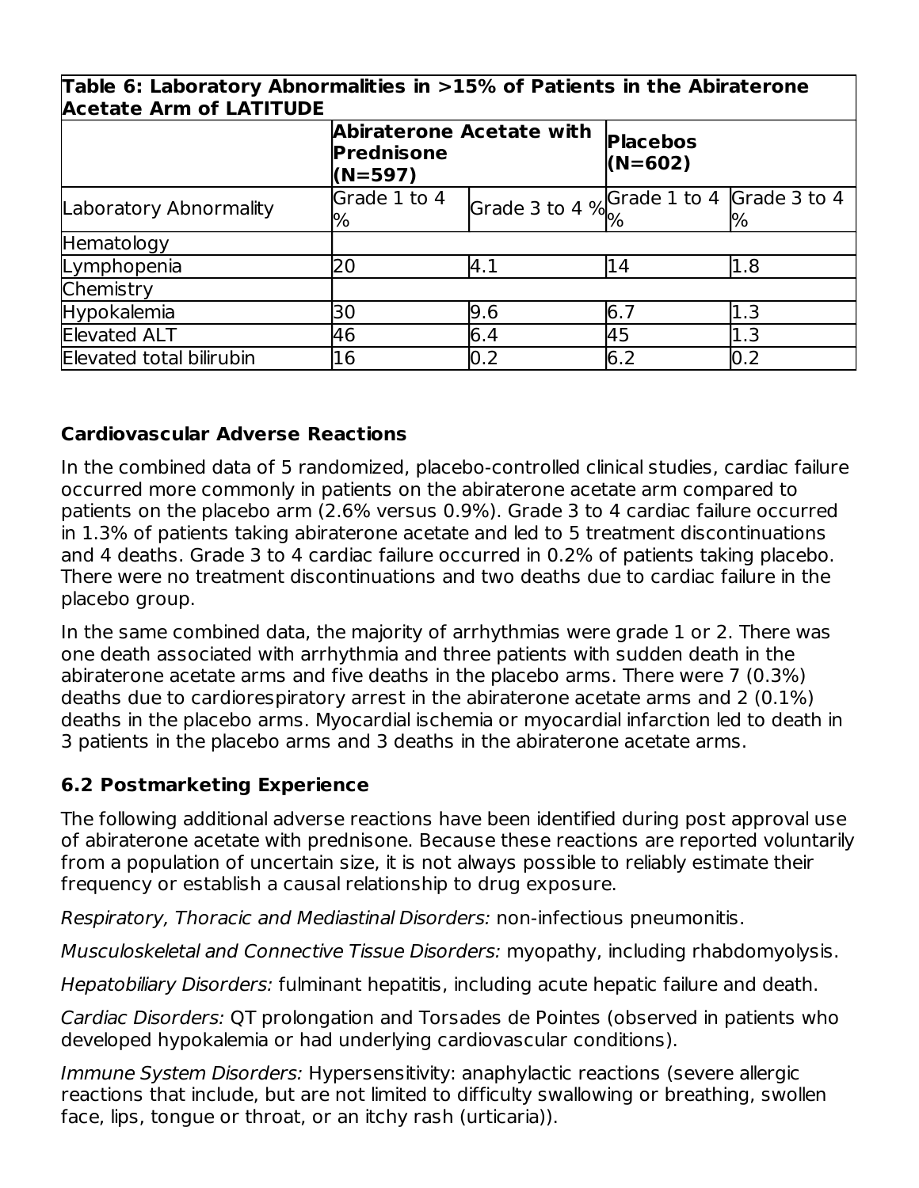| Table 6: Laboratory Abnormalities in >15% of Patients in the Abiraterone Acetate Arm of LATITUDE | | | | |
|---|---|---|---|---|
| | **Abiraterone Acetate with Prednisone (N=597)** | | **Placebos (N=602)** | |
| Laboratory Abnormality | Grade 1 to 4 % | Grade 3 to 4 % | Grade 1 to 4 % | Grade 3 to 4 % |
| Hematology | | | | |
| Lymphopenia | 20 | 4.1 | 14 | 1.8 |
| Chemistry | | | | |
| Hypokalemia | 30 | 9.6 | 6.7 | 1.3 |
| Elevated ALT | 46 | 6.4 | 45 | 1.3 |
| Elevated total bilirubin | 16 | 0.2 | 6.2 | 0.2 |

**Cardiovascular Adverse Reactions**

In the combined data of 5 randomized, placebo-controlled clinical studies, cardiac failure occurred more commonly in patients on the abiraterone acetate arm compared to patients on the placebo arm (2.6% versus 0.9%). Grade 3 to 4 cardiac failure occurred in 1.3% of patients taking abiraterone acetate and led to 5 treatment discontinuations and 4 deaths. Grade 3 to 4 cardiac failure occurred in 0.2% of patients taking placebo. There were no treatment discontinuations and two deaths due to cardiac failure in the placebo group.

In the same combined data, the majority of arrhythmias were grade 1 or 2. There was one death associated with arrhythmia and three patients with sudden death in the abiraterone acetate arms and five deaths in the placebo arms. There were 7 (0.3%) deaths due to cardiorespiratory arrest in the abiraterone acetate arms and 2 (0.1%) deaths in the placebo arms. Myocardial ischemia or myocardial infarction led to death in 3 patients in the placebo arms and 3 deaths in the abiraterone acetate arms.

### 6.2 Postmarketing Experience

The following additional adverse reactions have been identified during post approval use of abiraterone acetate with prednisone. Because these reactions are reported voluntarily from a population of uncertain size, it is not always possible to reliably estimate their frequency or establish a causal relationship to drug exposure.

*Respiratory, Thoracic and Mediastinal Disorders:* non-infectious pneumonitis.

*Musculoskeletal and Connective Tissue Disorders:* myopathy, including rhabdomyolysis.

*Hepatobiliary Disorders:* fulminant hepatitis, including acute hepatic failure and death.

*Cardiac Disorders:* QT prolongation and Torsades de Pointes (observed in patients who developed hypokalemia or had underlying cardiovascular conditions).

*Immune System Disorders:* Hypersensitivity: anaphylactic reactions (severe allergic reactions that include, but are not limited to difficulty swallowing or breathing, swollen face, lips, tongue or throat, or an itchy rash (urticaria)).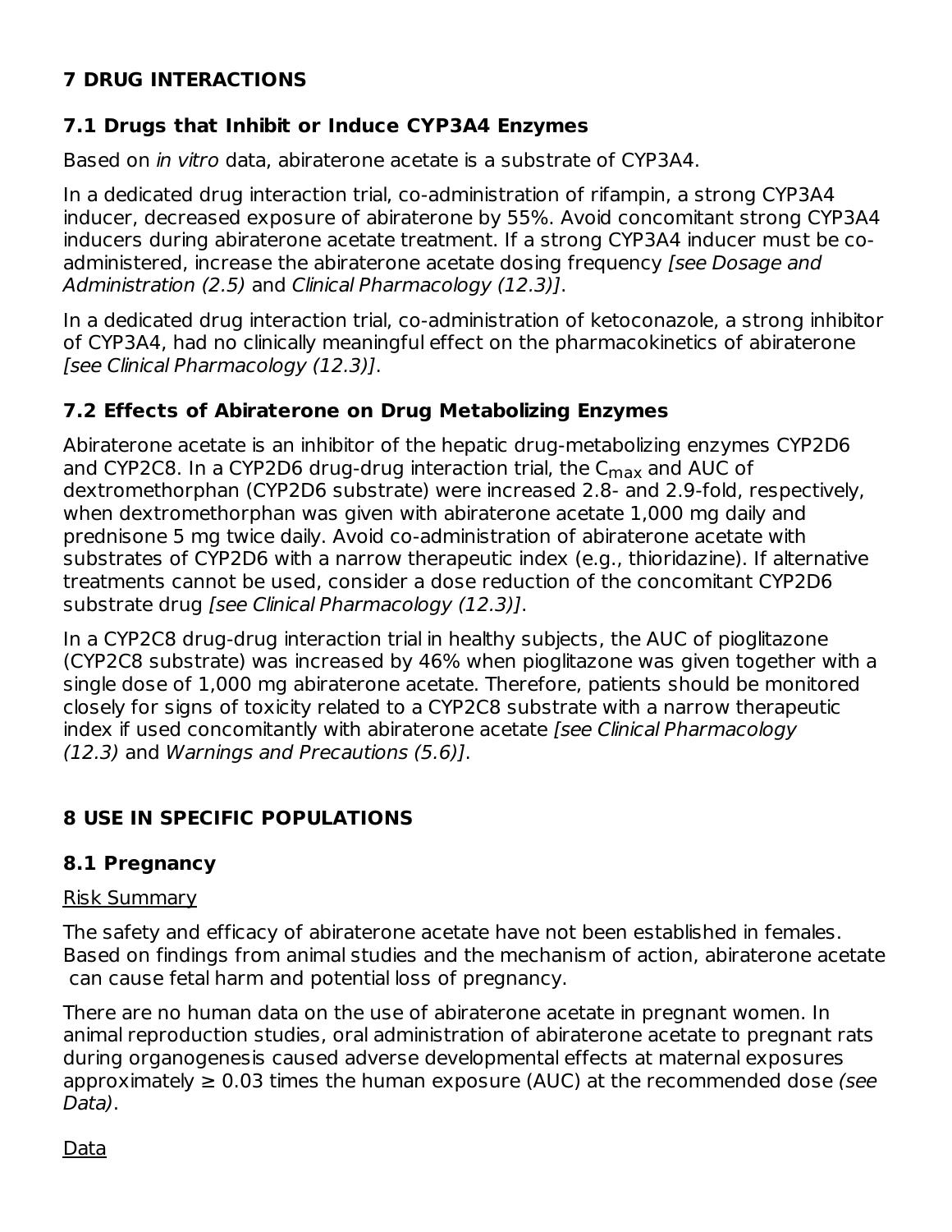## 7 DRUG INTERACTIONS

### 7.1 Drugs that Inhibit or Induce CYP3A4 Enzymes

Based on *in vitro* data, abiraterone acetate is a substrate of CYP3A4.

In a dedicated drug interaction trial, co-administration of rifampin, a strong CYP3A4 inducer, decreased exposure of abiraterone by 55%. Avoid concomitant strong CYP3A4 inducers during abiraterone acetate treatment. If a strong CYP3A4 inducer must be co-administered, increase the abiraterone acetate dosing frequency *[see Dosage and Administration (2.5)* and *Clinical Pharmacology (12.3)]*.

In a dedicated drug interaction trial, co-administration of ketoconazole, a strong inhibitor of CYP3A4, had no clinically meaningful effect on the pharmacokinetics of abiraterone *[see Clinical Pharmacology (12.3)]*.

### 7.2 Effects of Abiraterone on Drug Metabolizing Enzymes

Abiraterone acetate is an inhibitor of the hepatic drug-metabolizing enzymes CYP2D6 and CYP2C8. In a CYP2D6 drug-drug interaction trial, the $C_{max}$ and AUC of dextromethorphan (CYP2D6 substrate) were increased 2.8- and 2.9-fold, respectively, when dextromethorphan was given with abiraterone acetate 1,000 mg daily and prednisone 5 mg twice daily. Avoid co-administration of abiraterone acetate with substrates of CYP2D6 with a narrow therapeutic index (e.g., thioridazine). If alternative treatments cannot be used, consider a dose reduction of the concomitant CYP2D6 substrate drug *[see Clinical Pharmacology (12.3)]*.

In a CYP2C8 drug-drug interaction trial in healthy subjects, the AUC of pioglitazone (CYP2C8 substrate) was increased by 46% when pioglitazone was given together with a single dose of 1,000 mg abiraterone acetate. Therefore, patients should be monitored closely for signs of toxicity related to a CYP2C8 substrate with a narrow therapeutic index if used concomitantly with abiraterone acetate *[see Clinical Pharmacology (12.3)* and *Warnings and Precautions (5.6)]*.

## 8 USE IN SPECIFIC POPULATIONS

### 8.1 Pregnancy

Risk Summary

The safety and efficacy of abiraterone acetate have not been established in females. Based on findings from animal studies and the mechanism of action, abiraterone acetate can cause fetal harm and potential loss of pregnancy.

There are no human data on the use of abiraterone acetate in pregnant women. In animal reproduction studies, oral administration of abiraterone acetate to pregnant rats during organogenesis caused adverse developmental effects at maternal exposures approximately ≥ 0.03 times the human exposure (AUC) at the recommended dose *(see Data)*.

Data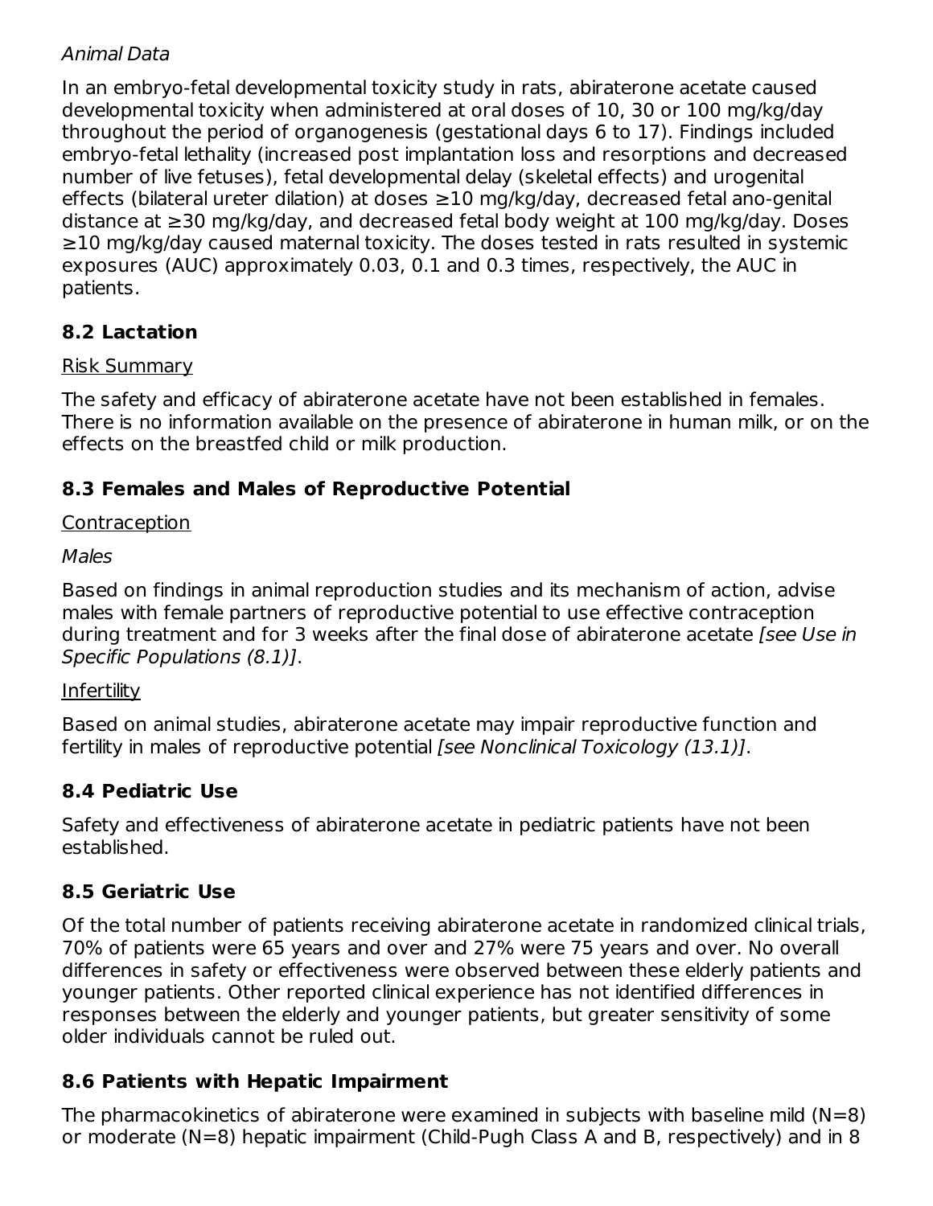*Animal Data*

In an embryo-fetal developmental toxicity study in rats, abiraterone acetate caused developmental toxicity when administered at oral doses of 10, 30 or 100 mg/kg/day throughout the period of organogenesis (gestational days 6 to 17). Findings included embryo-fetal lethality (increased post implantation loss and resorptions and decreased number of live fetuses), fetal developmental delay (skeletal effects) and urogenital effects (bilateral ureter dilation) at doses ≥10 mg/kg/day, decreased fetal ano-genital distance at ≥30 mg/kg/day, and decreased fetal body weight at 100 mg/kg/day. Doses ≥10 mg/kg/day caused maternal toxicity. The doses tested in rats resulted in systemic exposures (AUC) approximately 0.03, 0.1 and 0.3 times, respectively, the AUC in patients.

## 8.2 Lactation

Risk Summary

The safety and efficacy of abiraterone acetate have not been established in females. There is no information available on the presence of abiraterone in human milk, or on the effects on the breastfed child or milk production.

## 8.3 Females and Males of Reproductive Potential

Contraception

*Males*

Based on findings in animal reproduction studies and its mechanism of action, advise males with female partners of reproductive potential to use effective contraception during treatment and for 3 weeks after the final dose of abiraterone acetate *[see Use in Specific Populations (8.1)]*.

Infertility

Based on animal studies, abiraterone acetate may impair reproductive function and fertility in males of reproductive potential *[see Nonclinical Toxicology (13.1)]*.

## 8.4 Pediatric Use

Safety and effectiveness of abiraterone acetate in pediatric patients have not been established.

## 8.5 Geriatric Use

Of the total number of patients receiving abiraterone acetate in randomized clinical trials, 70% of patients were 65 years and over and 27% were 75 years and over. No overall differences in safety or effectiveness were observed between these elderly patients and younger patients. Other reported clinical experience has not identified differences in responses between the elderly and younger patients, but greater sensitivity of some older individuals cannot be ruled out.

## 8.6 Patients with Hepatic Impairment

The pharmacokinetics of abiraterone were examined in subjects with baseline mild (N=8) or moderate (N=8) hepatic impairment (Child-Pugh Class A and B, respectively) and in 8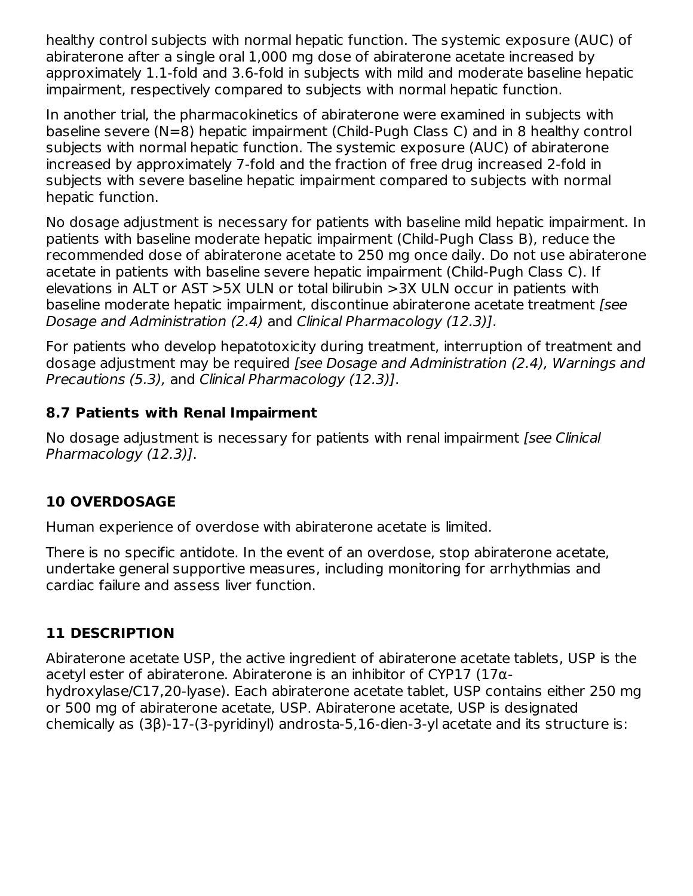healthy control subjects with normal hepatic function. The systemic exposure (AUC) of abiraterone after a single oral 1,000 mg dose of abiraterone acetate increased by approximately 1.1-fold and 3.6-fold in subjects with mild and moderate baseline hepatic impairment, respectively compared to subjects with normal hepatic function.

In another trial, the pharmacokinetics of abiraterone were examined in subjects with baseline severe (N=8) hepatic impairment (Child-Pugh Class C) and in 8 healthy control subjects with normal hepatic function. The systemic exposure (AUC) of abiraterone increased by approximately 7-fold and the fraction of free drug increased 2-fold in subjects with severe baseline hepatic impairment compared to subjects with normal hepatic function.

No dosage adjustment is necessary for patients with baseline mild hepatic impairment. In patients with baseline moderate hepatic impairment (Child-Pugh Class B), reduce the recommended dose of abiraterone acetate to 250 mg once daily. Do not use abiraterone acetate in patients with baseline severe hepatic impairment (Child-Pugh Class C). If elevations in ALT or AST >5X ULN or total bilirubin >3X ULN occur in patients with baseline moderate hepatic impairment, discontinue abiraterone acetate treatment *[see Dosage and Administration (2.4)* and *Clinical Pharmacology (12.3)]*.

For patients who develop hepatotoxicity during treatment, interruption of treatment and dosage adjustment may be required *[see Dosage and Administration (2.4), Warnings and Precautions (5.3),* and *Clinical Pharmacology (12.3)]*.

### 8.7 Patients with Renal Impairment

No dosage adjustment is necessary for patients with renal impairment *[see Clinical Pharmacology (12.3)]*.

## 10 OVERDOSAGE

Human experience of overdose with abiraterone acetate is limited.

There is no specific antidote. In the event of an overdose, stop abiraterone acetate, undertake general supportive measures, including monitoring for arrhythmias and cardiac failure and assess liver function.

## 11 DESCRIPTION

Abiraterone acetate USP, the active ingredient of abiraterone acetate tablets, USP is the acetyl ester of abiraterone. Abiraterone is an inhibitor of CYP17 (17α-hydroxylase/C17,20-lyase). Each abiraterone acetate tablet, USP contains either 250 mg or 500 mg of abiraterone acetate, USP. Abiraterone acetate, USP is designated chemically as (3β)-17-(3-pyridinyl) androsta-5,16-dien-3-yl acetate and its structure is: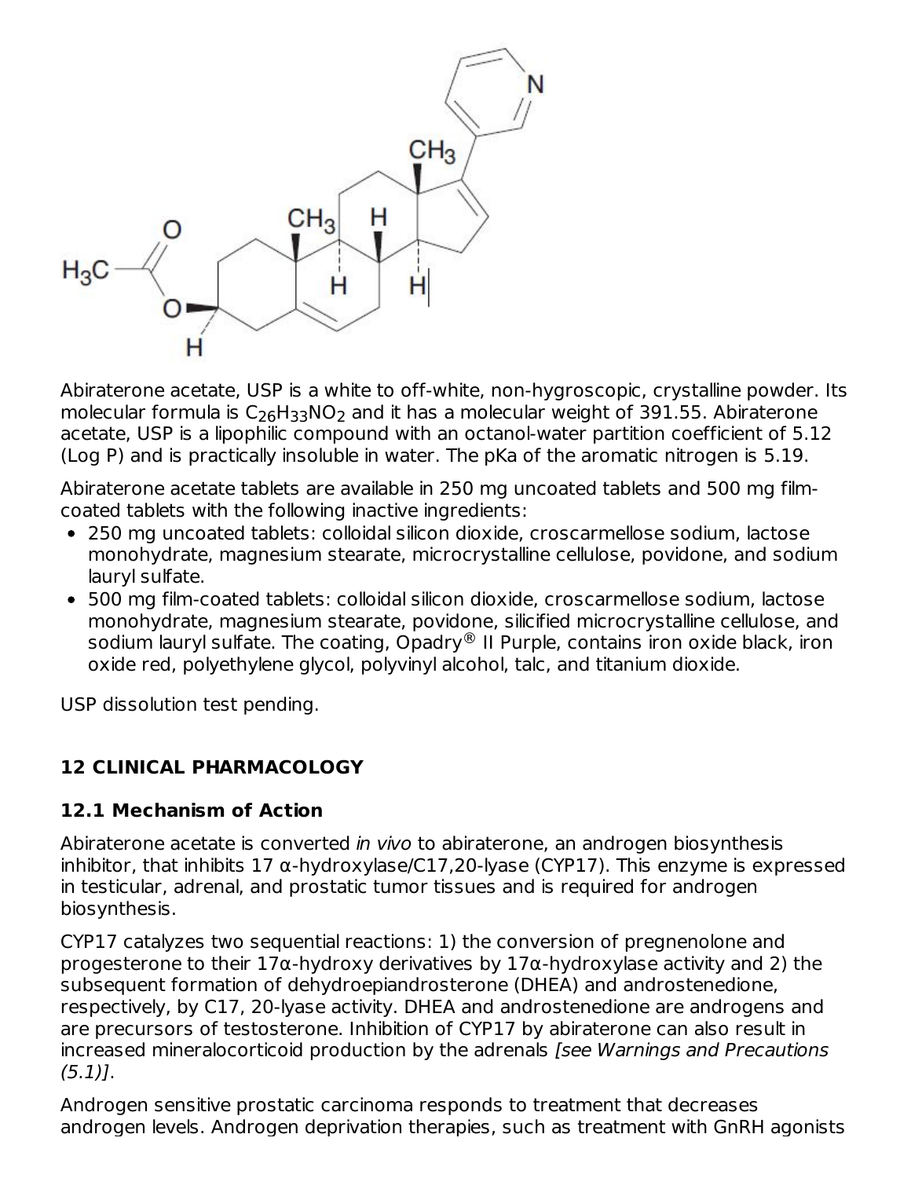Abiraterone acetate, USP is a white to off-white, non-hygroscopic, crystalline powder. Its molecular formula is $C_{26}H_{33}NO_2$ and it has a molecular weight of 391.55. Abiraterone acetate, USP is a lipophilic compound with an octanol-water partition coefficient of 5.12 (Log P) and is practically insoluble in water. The pKa of the aromatic nitrogen is 5.19.

Abiraterone acetate tablets are available in 250 mg uncoated tablets and 500 mg film-coated tablets with the following inactive ingredients:

- 250 mg uncoated tablets: colloidal silicon dioxide, croscarmellose sodium, lactose monohydrate, magnesium stearate, microcrystalline cellulose, povidone, and sodium lauryl sulfate.
- 500 mg film-coated tablets: colloidal silicon dioxide, croscarmellose sodium, lactose monohydrate, magnesium stearate, povidone, silicified microcrystalline cellulose, and sodium lauryl sulfate. The coating, Opadry® II Purple, contains iron oxide black, iron oxide red, polyethylene glycol, polyvinyl alcohol, talc, and titanium dioxide.

USP dissolution test pending.

## 12 CLINICAL PHARMACOLOGY

### 12.1 Mechanism of Action

Abiraterone acetate is converted *in vivo* to abiraterone, an androgen biosynthesis inhibitor, that inhibits 17 α-hydroxylase/C17,20-lyase (CYP17). This enzyme is expressed in testicular, adrenal, and prostatic tumor tissues and is required for androgen biosynthesis.

CYP17 catalyzes two sequential reactions: 1) the conversion of pregnenolone and progesterone to their 17α-hydroxy derivatives by 17α-hydroxylase activity and 2) the subsequent formation of dehydroepiandrosterone (DHEA) and androstenedione, respectively, by C17, 20-lyase activity. DHEA and androstenedione are androgens and are precursors of testosterone. Inhibition of CYP17 by abiraterone can also result in increased mineralocorticoid production by the adrenals *[see Warnings and Precautions (5.1)]*.

Androgen sensitive prostatic carcinoma responds to treatment that decreases androgen levels. Androgen deprivation therapies, such as treatment with GnRH agonists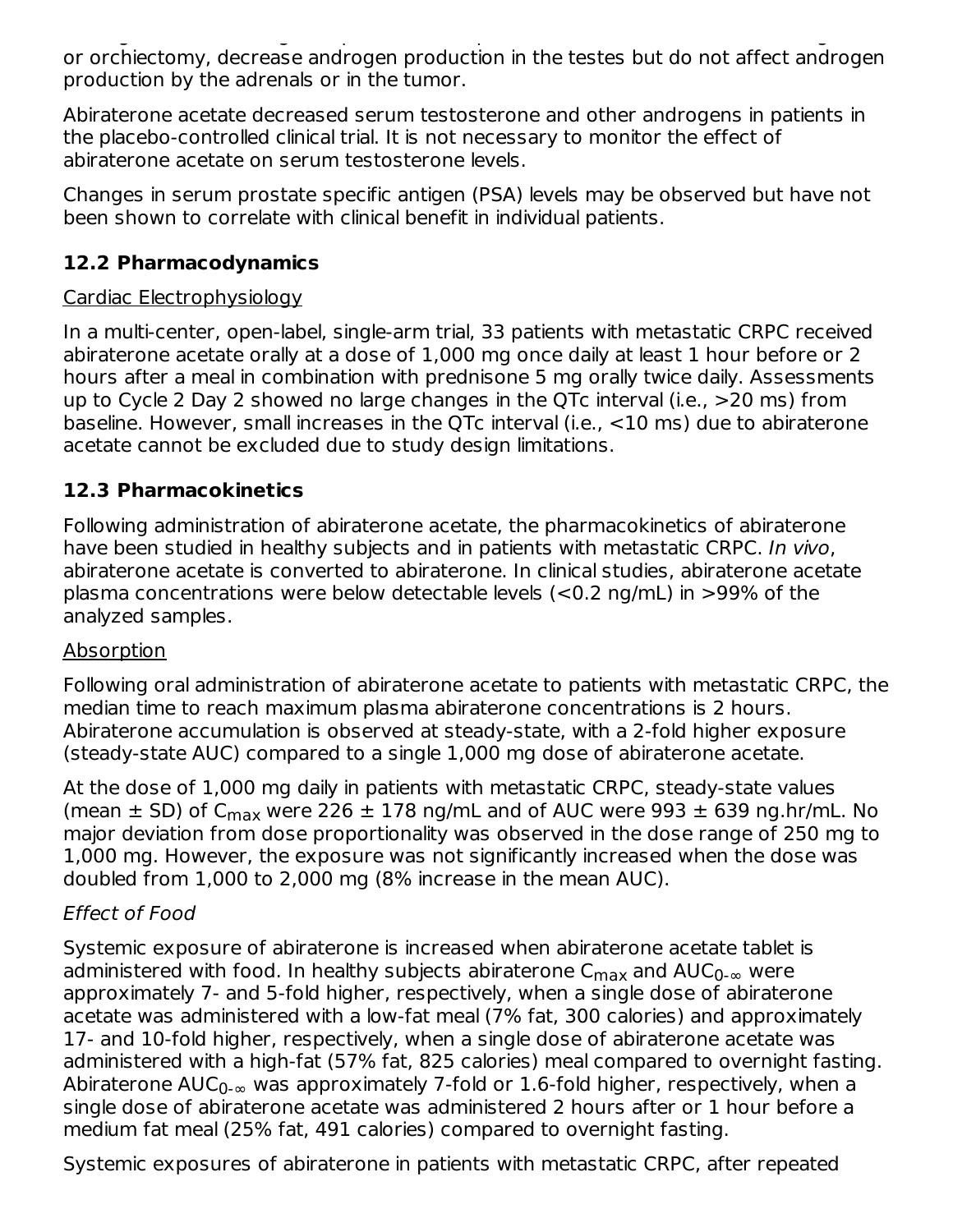or orchiectomy, decrease androgen production in the testes but do not affect androgen production by the adrenals or in the tumor.

Abiraterone acetate decreased serum testosterone and other androgens in patients in the placebo-controlled clinical trial. It is not necessary to monitor the effect of abiraterone acetate on serum testosterone levels.

Changes in serum prostate specific antigen (PSA) levels may be observed but have not been shown to correlate with clinical benefit in individual patients.

### 12.2 Pharmacodynamics

Cardiac Electrophysiology

In a multi-center, open-label, single-arm trial, 33 patients with metastatic CRPC received abiraterone acetate orally at a dose of 1,000 mg once daily at least 1 hour before or 2 hours after a meal in combination with prednisone 5 mg orally twice daily. Assessments up to Cycle 2 Day 2 showed no large changes in the QTc interval (i.e., >20 ms) from baseline. However, small increases in the QTc interval (i.e., <10 ms) due to abiraterone acetate cannot be excluded due to study design limitations.

### 12.3 Pharmacokinetics

Following administration of abiraterone acetate, the pharmacokinetics of abiraterone have been studied in healthy subjects and in patients with metastatic CRPC. *In vivo*, abiraterone acetate is converted to abiraterone. In clinical studies, abiraterone acetate plasma concentrations were below detectable levels (<0.2 ng/mL) in >99% of the analyzed samples.

Absorption

Following oral administration of abiraterone acetate to patients with metastatic CRPC, the median time to reach maximum plasma abiraterone concentrations is 2 hours. Abiraterone accumulation is observed at steady-state, with a 2-fold higher exposure (steady-state AUC) compared to a single 1,000 mg dose of abiraterone acetate.

At the dose of 1,000 mg daily in patients with metastatic CRPC, steady-state values (mean ± SD) of $C_{max}$ were 226 ± 178 ng/mL and of AUC were 993 ± 639 ng.hr/mL. No major deviation from dose proportionality was observed in the dose range of 250 mg to 1,000 mg. However, the exposure was not significantly increased when the dose was doubled from 1,000 to 2,000 mg (8% increase in the mean AUC).

*Effect of Food*

Systemic exposure of abiraterone is increased when abiraterone acetate tablet is administered with food. In healthy subjects abiraterone $C_{max}$ and $AUC_{0-\infty}$ were approximately 7- and 5-fold higher, respectively, when a single dose of abiraterone acetate was administered with a low-fat meal (7% fat, 300 calories) and approximately 17- and 10-fold higher, respectively, when a single dose of abiraterone acetate was administered with a high-fat (57% fat, 825 calories) meal compared to overnight fasting. Abiraterone $AUC_{0-\infty}$ was approximately 7-fold or 1.6-fold higher, respectively, when a single dose of abiraterone acetate was administered 2 hours after or 1 hour before a medium fat meal (25% fat, 491 calories) compared to overnight fasting.

Systemic exposures of abiraterone in patients with metastatic CRPC, after repeated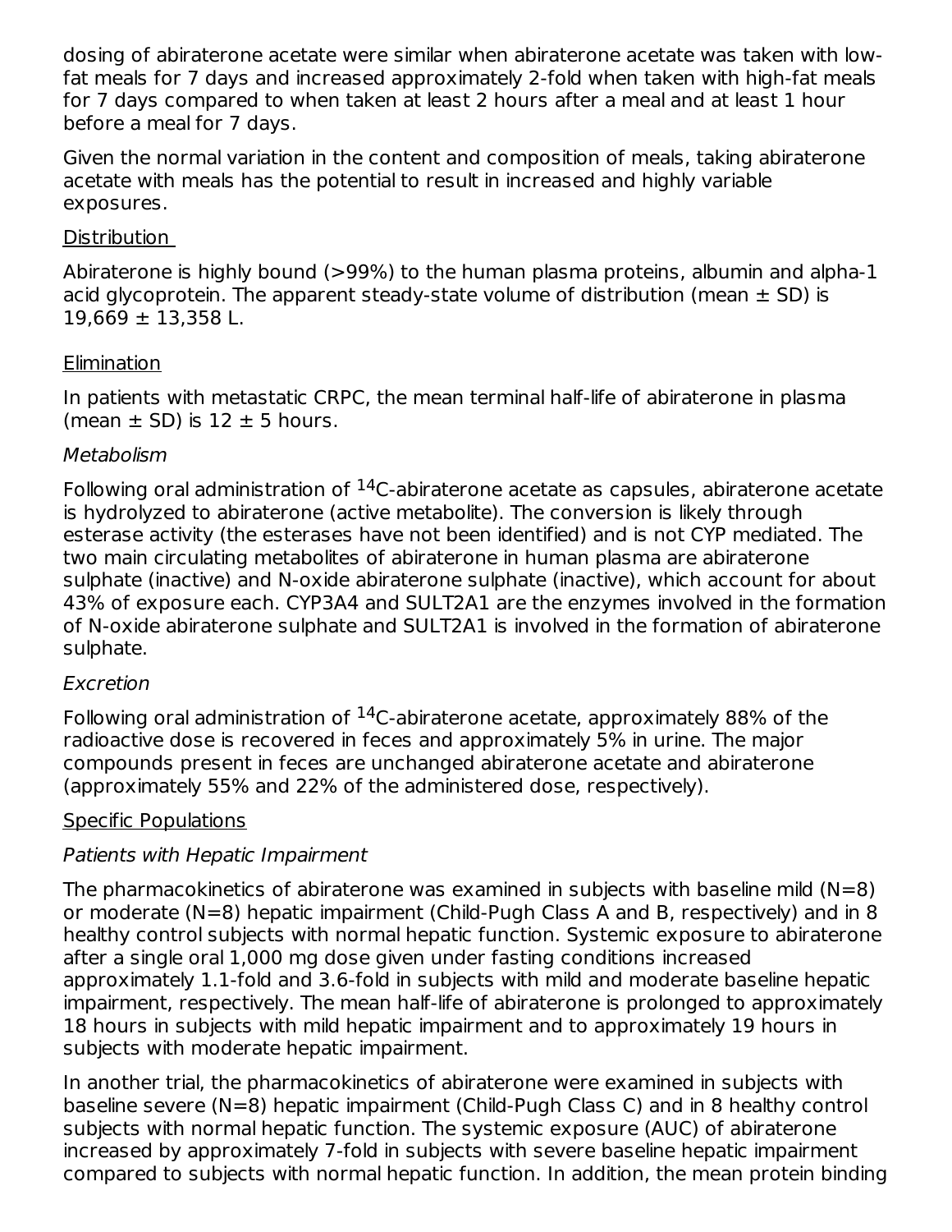dosing of abiraterone acetate were similar when abiraterone acetate was taken with low-fat meals for 7 days and increased approximately 2-fold when taken with high-fat meals for 7 days compared to when taken at least 2 hours after a meal and at least 1 hour before a meal for 7 days.

Given the normal variation in the content and composition of meals, taking abiraterone acetate with meals has the potential to result in increased and highly variable exposures.

Distribution

Abiraterone is highly bound (>99%) to the human plasma proteins, albumin and alpha-1 acid glycoprotein. The apparent steady-state volume of distribution (mean ± SD) is 19,669 ± 13,358 L.

Elimination

In patients with metastatic CRPC, the mean terminal half-life of abiraterone in plasma (mean ± SD) is 12 ± 5 hours.

*Metabolism*

Following oral administration of $^{14}$C-abiraterone acetate as capsules, abiraterone acetate is hydrolyzed to abiraterone (active metabolite). The conversion is likely through esterase activity (the esterases have not been identified) and is not CYP mediated. The two main circulating metabolites of abiraterone in human plasma are abiraterone sulphate (inactive) and N-oxide abiraterone sulphate (inactive), which account for about 43% of exposure each. CYP3A4 and SULT2A1 are the enzymes involved in the formation of N-oxide abiraterone sulphate and SULT2A1 is involved in the formation of abiraterone sulphate.

*Excretion*

Following oral administration of $^{14}$C-abiraterone acetate, approximately 88% of the radioactive dose is recovered in feces and approximately 5% in urine. The major compounds present in feces are unchanged abiraterone acetate and abiraterone (approximately 55% and 22% of the administered dose, respectively).

Specific Populations

*Patients with Hepatic Impairment*

The pharmacokinetics of abiraterone was examined in subjects with baseline mild (N=8) or moderate (N=8) hepatic impairment (Child-Pugh Class A and B, respectively) and in 8 healthy control subjects with normal hepatic function. Systemic exposure to abiraterone after a single oral 1,000 mg dose given under fasting conditions increased approximately 1.1-fold and 3.6-fold in subjects with mild and moderate baseline hepatic impairment, respectively. The mean half-life of abiraterone is prolonged to approximately 18 hours in subjects with mild hepatic impairment and to approximately 19 hours in subjects with moderate hepatic impairment.

In another trial, the pharmacokinetics of abiraterone were examined in subjects with baseline severe (N=8) hepatic impairment (Child-Pugh Class C) and in 8 healthy control subjects with normal hepatic function. The systemic exposure (AUC) of abiraterone increased by approximately 7-fold in subjects with severe baseline hepatic impairment compared to subjects with normal hepatic function. In addition, the mean protein binding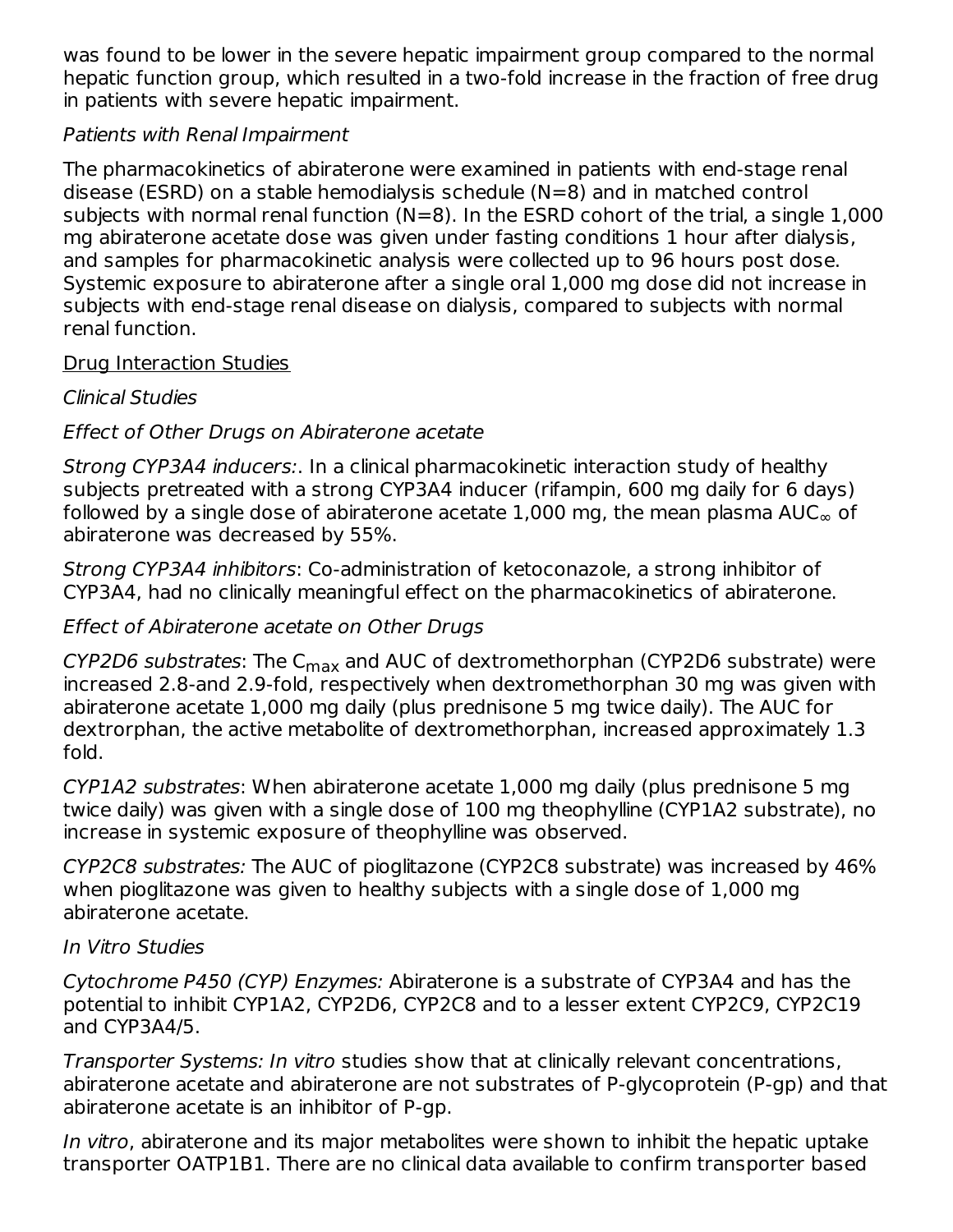was found to be lower in the severe hepatic impairment group compared to the normal hepatic function group, which resulted in a two-fold increase in the fraction of free drug in patients with severe hepatic impairment.

*Patients with Renal Impairment*

The pharmacokinetics of abiraterone were examined in patients with end-stage renal disease (ESRD) on a stable hemodialysis schedule (N=8) and in matched control subjects with normal renal function (N=8). In the ESRD cohort of the trial, a single 1,000 mg abiraterone acetate dose was given under fasting conditions 1 hour after dialysis, and samples for pharmacokinetic analysis were collected up to 96 hours post dose. Systemic exposure to abiraterone after a single oral 1,000 mg dose did not increase in subjects with end-stage renal disease on dialysis, compared to subjects with normal renal function.

<u>Drug Interaction Studies</u>

*Clinical Studies*

*Effect of Other Drugs on Abiraterone acetate*

*Strong CYP3A4 inducers:*. In a clinical pharmacokinetic interaction study of healthy subjects pretreated with a strong CYP3A4 inducer (rifampin, 600 mg daily for 6 days) followed by a single dose of abiraterone acetate 1,000 mg, the mean plasma $AUC_{\infty}$ of abiraterone was decreased by 55%.

*Strong CYP3A4 inhibitors*: Co-administration of ketoconazole, a strong inhibitor of CYP3A4, had no clinically meaningful effect on the pharmacokinetics of abiraterone.

*Effect of Abiraterone acetate on Other Drugs*

*CYP2D6 substrates*: The $C_{max}$ and AUC of dextromethorphan (CYP2D6 substrate) were increased 2.8-and 2.9-fold, respectively when dextromethorphan 30 mg was given with abiraterone acetate 1,000 mg daily (plus prednisone 5 mg twice daily). The AUC for dextrorphan, the active metabolite of dextromethorphan, increased approximately 1.3 fold.

*CYP1A2 substrates*: When abiraterone acetate 1,000 mg daily (plus prednisone 5 mg twice daily) was given with a single dose of 100 mg theophylline (CYP1A2 substrate), no increase in systemic exposure of theophylline was observed.

*CYP2C8 substrates:* The AUC of pioglitazone (CYP2C8 substrate) was increased by 46% when pioglitazone was given to healthy subjects with a single dose of 1,000 mg abiraterone acetate.

*In Vitro Studies*

*Cytochrome P450 (CYP) Enzymes:* Abiraterone is a substrate of CYP3A4 and has the potential to inhibit CYP1A2, CYP2D6, CYP2C8 and to a lesser extent CYP2C9, CYP2C19 and CYP3A4/5.

*Transporter Systems: In vitro* studies show that at clinically relevant concentrations, abiraterone acetate and abiraterone are not substrates of P-glycoprotein (P-gp) and that abiraterone acetate is an inhibitor of P-gp.

*In vitro*, abiraterone and its major metabolites were shown to inhibit the hepatic uptake transporter OATP1B1. There are no clinical data available to confirm transporter based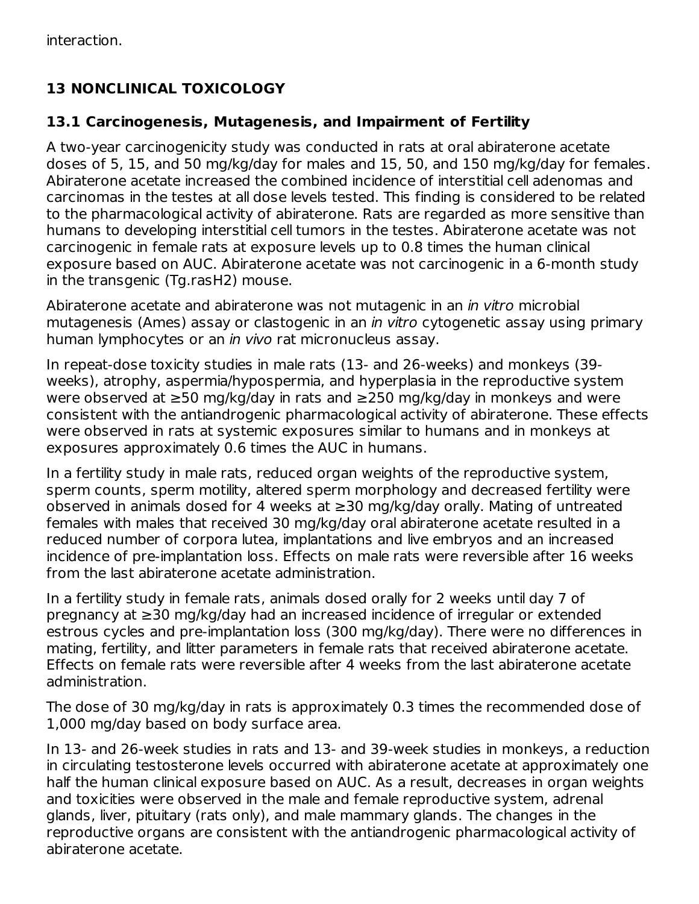interaction.

## 13 NONCLINICAL TOXICOLOGY

### 13.1 Carcinogenesis, Mutagenesis, and Impairment of Fertility

A two-year carcinogenicity study was conducted in rats at oral abiraterone acetate doses of 5, 15, and 50 mg/kg/day for males and 15, 50, and 150 mg/kg/day for females. Abiraterone acetate increased the combined incidence of interstitial cell adenomas and carcinomas in the testes at all dose levels tested. This finding is considered to be related to the pharmacological activity of abiraterone. Rats are regarded as more sensitive than humans to developing interstitial cell tumors in the testes. Abiraterone acetate was not carcinogenic in female rats at exposure levels up to 0.8 times the human clinical exposure based on AUC. Abiraterone acetate was not carcinogenic in a 6-month study in the transgenic (Tg.rasH2) mouse.

Abiraterone acetate and abiraterone was not mutagenic in an *in vitro* microbial mutagenesis (Ames) assay or clastogenic in an *in vitro* cytogenetic assay using primary human lymphocytes or an *in vivo* rat micronucleus assay.

In repeat-dose toxicity studies in male rats (13- and 26-weeks) and monkeys (39-weeks), atrophy, aspermia/hypospermia, and hyperplasia in the reproductive system were observed at ≥50 mg/kg/day in rats and ≥250 mg/kg/day in monkeys and were consistent with the antiandrogenic pharmacological activity of abiraterone. These effects were observed in rats at systemic exposures similar to humans and in monkeys at exposures approximately 0.6 times the AUC in humans.

In a fertility study in male rats, reduced organ weights of the reproductive system, sperm counts, sperm motility, altered sperm morphology and decreased fertility were observed in animals dosed for 4 weeks at ≥30 mg/kg/day orally. Mating of untreated females with males that received 30 mg/kg/day oral abiraterone acetate resulted in a reduced number of corpora lutea, implantations and live embryos and an increased incidence of pre-implantation loss. Effects on male rats were reversible after 16 weeks from the last abiraterone acetate administration.

In a fertility study in female rats, animals dosed orally for 2 weeks until day 7 of pregnancy at ≥30 mg/kg/day had an increased incidence of irregular or extended estrous cycles and pre-implantation loss (300 mg/kg/day). There were no differences in mating, fertility, and litter parameters in female rats that received abiraterone acetate. Effects on female rats were reversible after 4 weeks from the last abiraterone acetate administration.

The dose of 30 mg/kg/day in rats is approximately 0.3 times the recommended dose of 1,000 mg/day based on body surface area.

In 13- and 26-week studies in rats and 13- and 39-week studies in monkeys, a reduction in circulating testosterone levels occurred with abiraterone acetate at approximately one half the human clinical exposure based on AUC. As a result, decreases in organ weights and toxicities were observed in the male and female reproductive system, adrenal glands, liver, pituitary (rats only), and male mammary glands. The changes in the reproductive organs are consistent with the antiandrogenic pharmacological activity of abiraterone acetate.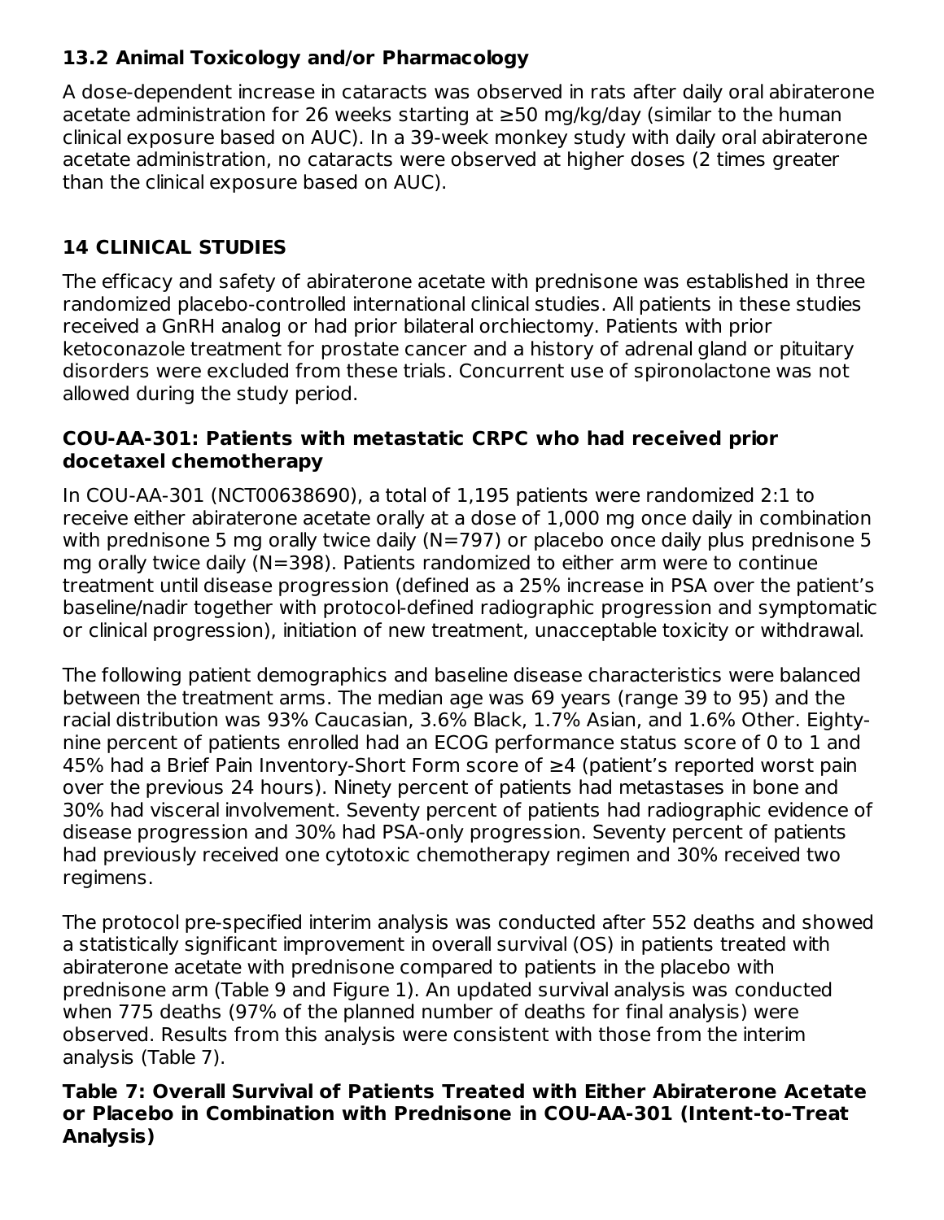## 13.2 Animal Toxicology and/or Pharmacology

A dose-dependent increase in cataracts was observed in rats after daily oral abiraterone acetate administration for 26 weeks starting at ≥50 mg/kg/day (similar to the human clinical exposure based on AUC). In a 39-week monkey study with daily oral abiraterone acetate administration, no cataracts were observed at higher doses (2 times greater than the clinical exposure based on AUC).

# 14 CLINICAL STUDIES

The efficacy and safety of abiraterone acetate with prednisone was established in three randomized placebo-controlled international clinical studies. All patients in these studies received a GnRH analog or had prior bilateral orchiectomy. Patients with prior ketoconazole treatment for prostate cancer and a history of adrenal gland or pituitary disorders were excluded from these trials. Concurrent use of spironolactone was not allowed during the study period.

### COU-AA-301: Patients with metastatic CRPC who had received prior docetaxel chemotherapy

In COU-AA-301 (NCT00638690), a total of 1,195 patients were randomized 2:1 to receive either abiraterone acetate orally at a dose of 1,000 mg once daily in combination with prednisone 5 mg orally twice daily (N=797) or placebo once daily plus prednisone 5 mg orally twice daily (N=398). Patients randomized to either arm were to continue treatment until disease progression (defined as a 25% increase in PSA over the patient's baseline/nadir together with protocol-defined radiographic progression and symptomatic or clinical progression), initiation of new treatment, unacceptable toxicity or withdrawal.

The following patient demographics and baseline disease characteristics were balanced between the treatment arms. The median age was 69 years (range 39 to 95) and the racial distribution was 93% Caucasian, 3.6% Black, 1.7% Asian, and 1.6% Other. Eighty-nine percent of patients enrolled had an ECOG performance status score of 0 to 1 and 45% had a Brief Pain Inventory-Short Form score of ≥4 (patient's reported worst pain over the previous 24 hours). Ninety percent of patients had metastases in bone and 30% had visceral involvement. Seventy percent of patients had radiographic evidence of disease progression and 30% had PSA-only progression. Seventy percent of patients had previously received one cytotoxic chemotherapy regimen and 30% received two regimens.

The protocol pre-specified interim analysis was conducted after 552 deaths and showed a statistically significant improvement in overall survival (OS) in patients treated with abiraterone acetate with prednisone compared to patients in the placebo with prednisone arm (Table 9 and Figure 1). An updated survival analysis was conducted when 775 deaths (97% of the planned number of deaths for final analysis) were observed. Results from this analysis were consistent with those from the interim analysis (Table 7).

**Table 7: Overall Survival of Patients Treated with Either Abiraterone Acetate or Placebo in Combination with Prednisone in COU-AA-301 (Intent-to-Treat Analysis)**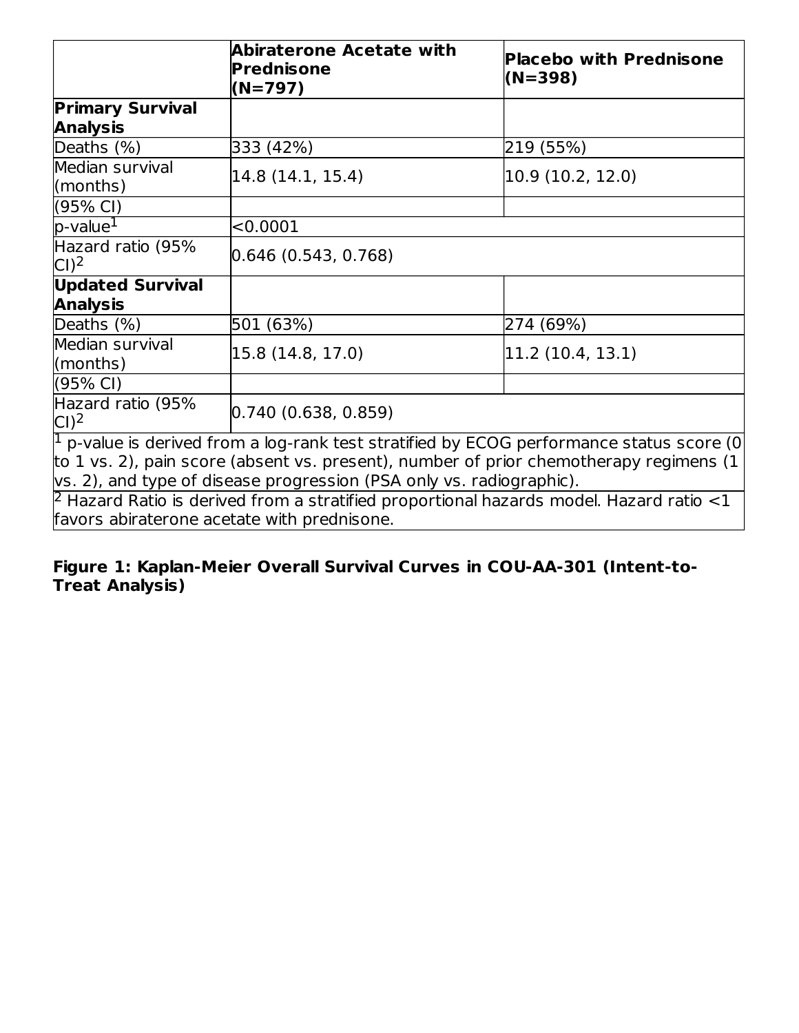| | Abiraterone Acetate with Prednisone (N=797) | Placebo with Prednisone (N=398) |
|---|---|---|
| **Primary Survival Analysis** | | |
| Deaths (%) | 333 (42%) | 219 (55%) |
| Median survival (months) | 14.8 (14.1, 15.4) | 10.9 (10.2, 12.0) |
| (95% CI) | | |
| p-value[1] | <0.0001 | |
| Hazard ratio (95% CI)[2] | 0.646 (0.543, 0.768) | |
| **Updated Survival Analysis** | | |
| Deaths (%) | 501 (63%) | 274 (69%) |
| Median survival (months) | 15.8 (14.8, 17.0) | 11.2 (10.4, 13.1) |
| (95% CI) | | |
| Hazard ratio (95% CI)[2] | 0.740 (0.638, 0.859) | |

[1] p-value is derived from a log-rank test stratified by ECOG performance status score (0 to 1 vs. 2), pain score (absent vs. present), number of prior chemotherapy regimens (1 vs. 2), and type of disease progression (PSA only vs. radiographic).

[2] Hazard Ratio is derived from a stratified proportional hazards model. Hazard ratio <1 favors abiraterone acetate with prednisone.

**Figure 1: Kaplan-Meier Overall Survival Curves in COU-AA-301 (Intent-to-Treat Analysis)**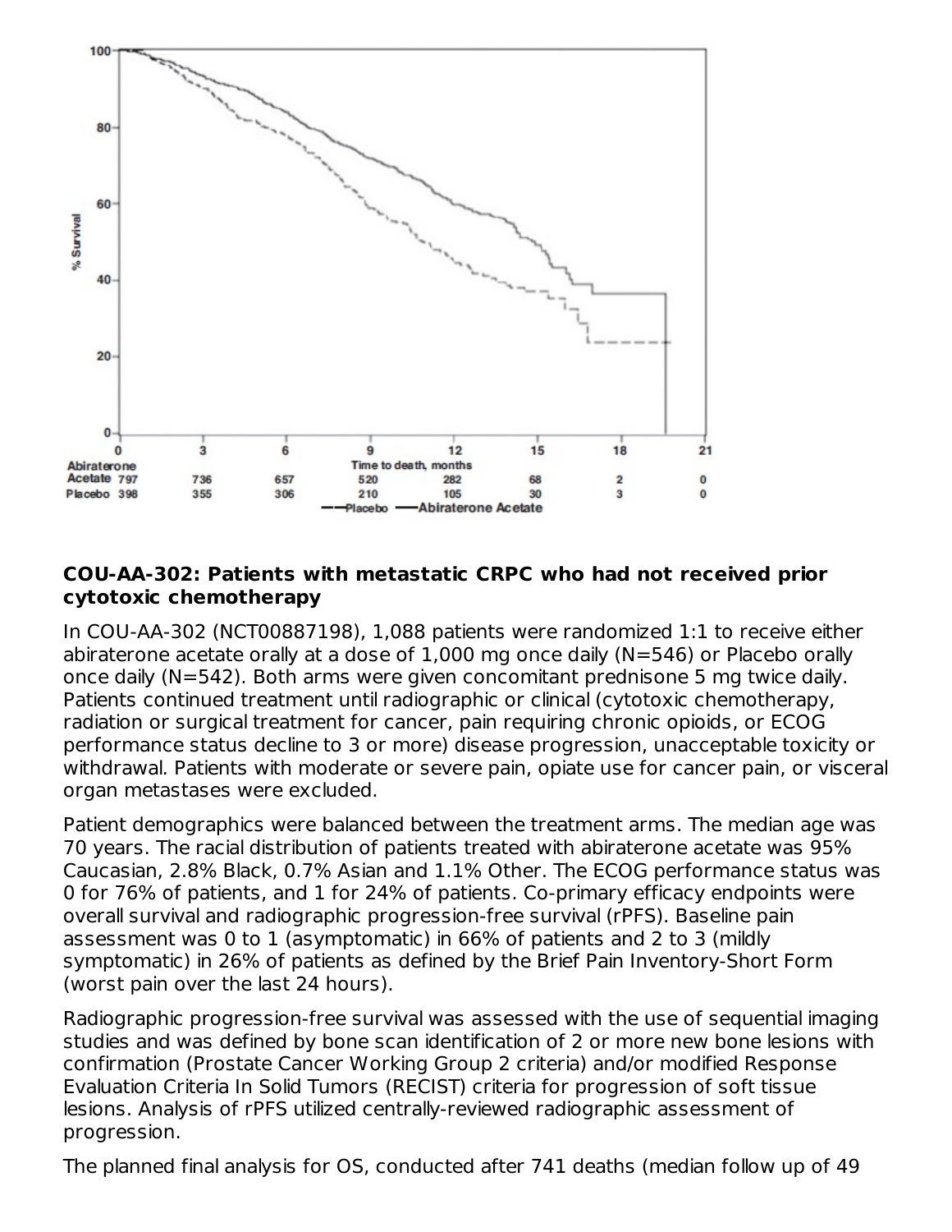| Time to death, months | 0 | 3 | 6 | 9 | 12 | 15 | 18 | 21 |
|---|---|---|---|---|---|---|---|---|
| Abiraterone Acetate | 797 | 736 | 657 | 520 | 282 | 68 | 2 | 0 |
| Placebo | 398 | 355 | 306 | 210 | 105 | 30 | 3 | 0 |

---Placebo ——Abiraterone Acetate

**COU-AA-302: Patients with metastatic CRPC who had not received prior cytotoxic chemotherapy**

In COU-AA-302 (NCT00887198), 1,088 patients were randomized 1:1 to receive either abiraterone acetate orally at a dose of 1,000 mg once daily (N=546) or Placebo orally once daily (N=542). Both arms were given concomitant prednisone 5 mg twice daily. Patients continued treatment until radiographic or clinical (cytotoxic chemotherapy, radiation or surgical treatment for cancer, pain requiring chronic opioids, or ECOG performance status decline to 3 or more) disease progression, unacceptable toxicity or withdrawal. Patients with moderate or severe pain, opiate use for cancer pain, or visceral organ metastases were excluded.

Patient demographics were balanced between the treatment arms. The median age was 70 years. The racial distribution of patients treated with abiraterone acetate was 95% Caucasian, 2.8% Black, 0.7% Asian and 1.1% Other. The ECOG performance status was 0 for 76% of patients, and 1 for 24% of patients. Co-primary efficacy endpoints were overall survival and radiographic progression-free survival (rPFS). Baseline pain assessment was 0 to 1 (asymptomatic) in 66% of patients and 2 to 3 (mildly symptomatic) in 26% of patients as defined by the Brief Pain Inventory-Short Form (worst pain over the last 24 hours).

Radiographic progression-free survival was assessed with the use of sequential imaging studies and was defined by bone scan identification of 2 or more new bone lesions with confirmation (Prostate Cancer Working Group 2 criteria) and/or modified Response Evaluation Criteria In Solid Tumors (RECIST) criteria for progression of soft tissue lesions. Analysis of rPFS utilized centrally-reviewed radiographic assessment of progression.

The planned final analysis for OS, conducted after 741 deaths (median follow up of 49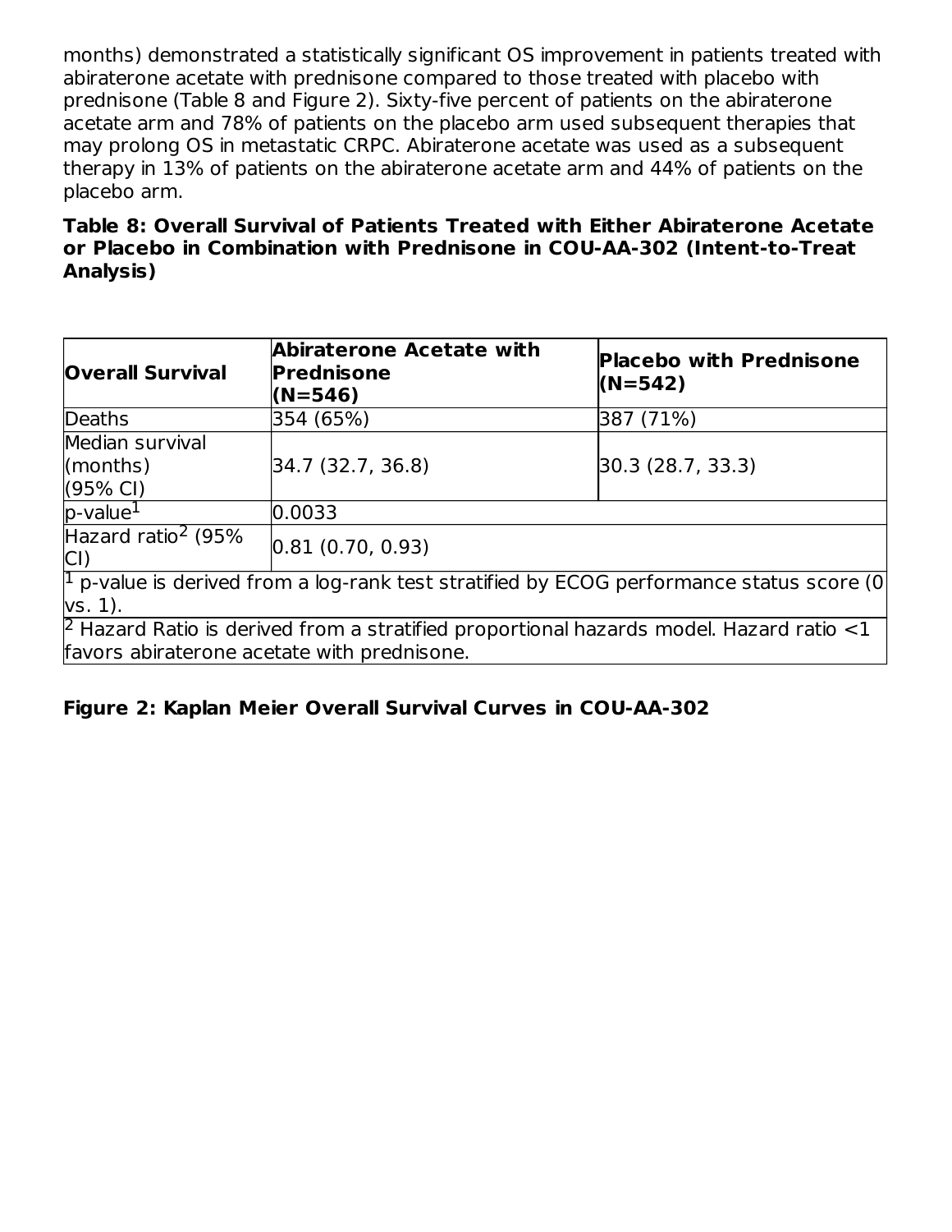months) demonstrated a statistically significant OS improvement in patients treated with abiraterone acetate with prednisone compared to those treated with placebo with prednisone (Table 8 and Figure 2). Sixty-five percent of patients on the abiraterone acetate arm and 78% of patients on the placebo arm used subsequent therapies that may prolong OS in metastatic CRPC. Abiraterone acetate was used as a subsequent therapy in 13% of patients on the abiraterone acetate arm and 44% of patients on the placebo arm.

**Table 8: Overall Survival of Patients Treated with Either Abiraterone Acetate or Placebo in Combination with Prednisone in COU-AA-302 (Intent-to-Treat Analysis)**

| Overall Survival | Abiraterone Acetate with Prednisone (N=546) | Placebo with Prednisone (N=542) |
|---|---|---|
| Deaths | 354 (65%) | 387 (71%) |
| Median survival (months) (95% CI) | 34.7 (32.7, 36.8) | 30.3 (28.7, 33.3) |
| p-value[1] | 0.0033 | |
| Hazard ratio[2] (95% CI) | 0.81 (0.70, 0.93) | |

[1] p-value is derived from a log-rank test stratified by ECOG performance status score (0 vs. 1).

[2] Hazard Ratio is derived from a stratified proportional hazards model. Hazard ratio <1 favors abiraterone acetate with prednisone.

**Figure 2: Kaplan Meier Overall Survival Curves in COU-AA-302**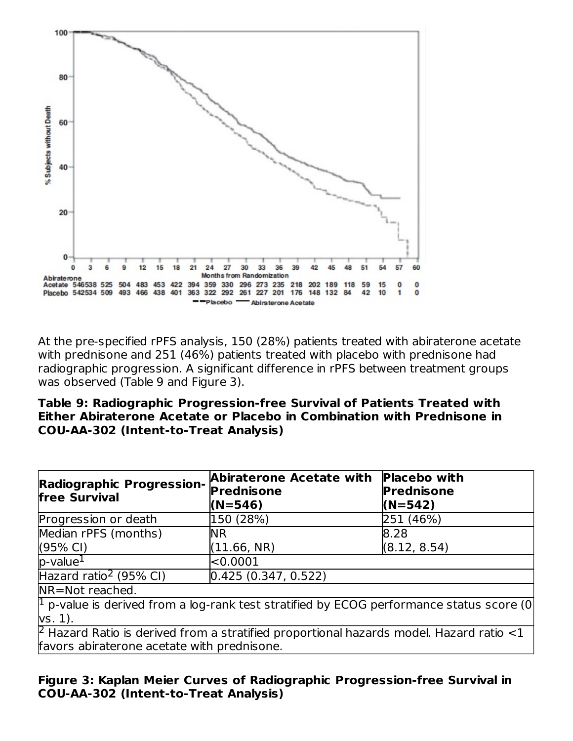At the pre-specified rPFS analysis, 150 (28%) patients treated with abiraterone acetate with prednisone and 251 (46%) patients treated with placebo with prednisone had radiographic progression. A significant difference in rPFS between treatment groups was observed (Table 9 and Figure 3).

**Table 9: Radiographic Progression-free Survival of Patients Treated with Either Abiraterone Acetate or Placebo in Combination with Prednisone in COU-AA-302 (Intent-to-Treat Analysis)**

| Radiographic Progression-free Survival | Abiraterone Acetate with Prednisone (N=546) | Placebo with Prednisone (N=542) |
|---|---|---|
| Progression or death | 150 (28%) | 251 (46%) |
| Median rPFS (months) (95% CI) | NR (11.66, NR) | 8.28 (8.12, 8.54) |
| p-value[1] | <0.0001 | |
| Hazard ratio[2] (95% CI) | 0.425 (0.347, 0.522) | |
| NR=Not reached. | | |
| [1] p-value is derived from a log-rank test stratified by ECOG performance status score (0 vs. 1). | | |
| [2] Hazard Ratio is derived from a stratified proportional hazards model. Hazard ratio <1 favors abiraterone acetate with prednisone. | | |

**Figure 3: Kaplan Meier Curves of Radiographic Progression-free Survival in COU-AA-302 (Intent-to-Treat Analysis)**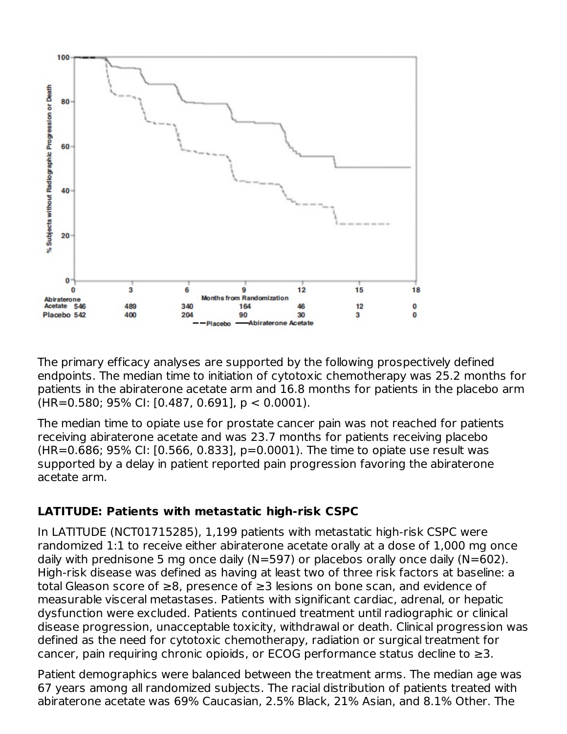| Months from Randomization | 0 | 3 | 6 | 9 | 12 | 15 | 18 |
|---|---|---|---|---|---|---|---|
| Abiraterone Acetate | 546 | 489 | 340 | 164 | 46 | 12 | 0 |
| Placebo | 542 | 400 | 204 | 90 | 30 | 3 | 0 |

The primary efficacy analyses are supported by the following prospectively defined endpoints. The median time to initiation of cytotoxic chemotherapy was 25.2 months for patients in the abiraterone acetate arm and 16.8 months for patients in the placebo arm (HR=0.580; 95% CI: [0.487, 0.691], $p < 0.0001$).

The median time to opiate use for prostate cancer pain was not reached for patients receiving abiraterone acetate and was 23.7 months for patients receiving placebo (HR=0.686; 95% CI: [0.566, 0.833], $p=0.0001$). The time to opiate use result was supported by a delay in patient reported pain progression favoring the abiraterone acetate arm.

**LATITUDE: Patients with metastatic high-risk CSPC**

In LATITUDE (NCT01715285), 1,199 patients with metastatic high-risk CSPC were randomized 1:1 to receive either abiraterone acetate orally at a dose of 1,000 mg once daily with prednisone 5 mg once daily (N=597) or placebos orally once daily (N=602). High-risk disease was defined as having at least two of three risk factors at baseline: a total Gleason score of ≥8, presence of ≥3 lesions on bone scan, and evidence of measurable visceral metastases. Patients with significant cardiac, adrenal, or hepatic dysfunction were excluded. Patients continued treatment until radiographic or clinical disease progression, unacceptable toxicity, withdrawal or death. Clinical progression was defined as the need for cytotoxic chemotherapy, radiation or surgical treatment for cancer, pain requiring chronic opioids, or ECOG performance status decline to ≥3.

Patient demographics were balanced between the treatment arms. The median age was 67 years among all randomized subjects. The racial distribution of patients treated with abiraterone acetate was 69% Caucasian, 2.5% Black, 21% Asian, and 8.1% Other. The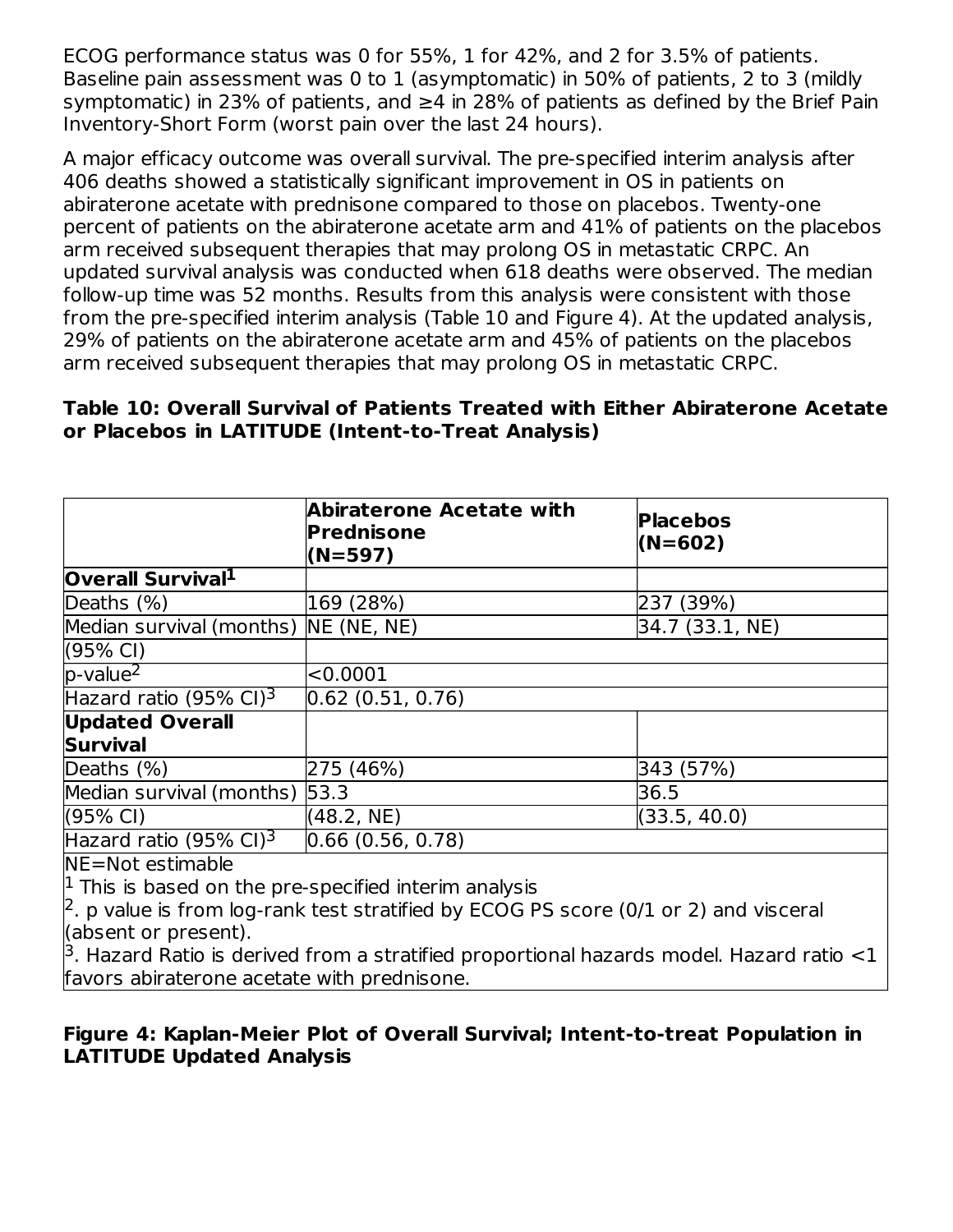ECOG performance status was 0 for 55%, 1 for 42%, and 2 for 3.5% of patients. Baseline pain assessment was 0 to 1 (asymptomatic) in 50% of patients, 2 to 3 (mildly symptomatic) in 23% of patients, and ≥4 in 28% of patients as defined by the Brief Pain Inventory-Short Form (worst pain over the last 24 hours).

A major efficacy outcome was overall survival. The pre-specified interim analysis after 406 deaths showed a statistically significant improvement in OS in patients on abiraterone acetate with prednisone compared to those on placebos. Twenty-one percent of patients on the abiraterone acetate arm and 41% of patients on the placebos arm received subsequent therapies that may prolong OS in metastatic CRPC. An updated survival analysis was conducted when 618 deaths were observed. The median follow-up time was 52 months. Results from this analysis were consistent with those from the pre-specified interim analysis (Table 10 and Figure 4). At the updated analysis, 29% of patients on the abiraterone acetate arm and 45% of patients on the placebos arm received subsequent therapies that may prolong OS in metastatic CRPC.

**Table 10: Overall Survival of Patients Treated with Either Abiraterone Acetate or Placebos in LATITUDE (Intent-to-Treat Analysis)**

| | **Abiraterone Acetate with Prednisone (N=597)** | **Placebos (N=602)** |
|---|---|---|
| **Overall Survival[1]** | | |
| Deaths (%) | 169 (28%) | 237 (39%) |
| Median survival (months) | NE (NE, NE) | 34.7 (33.1, NE) |
| (95% CI) | | |
| p-value[2] | <0.0001 | |
| Hazard ratio (95% CI)[3] | 0.62 (0.51, 0.76) | |
| **Updated Overall Survival** | | |
| Deaths (%) | 275 (46%) | 343 (57%) |
| Median survival (months) | 53.3 | 36.5 |
| (95% CI) | (48.2, NE) | (33.5, 40.0) |
| Hazard ratio (95% CI)[3] | 0.66 (0.56, 0.78) | |

NE=Not estimable

[1] This is based on the pre-specified interim analysis

[2]. p value is from log-rank test stratified by ECOG PS score (0/1 or 2) and visceral (absent or present).

[3]. Hazard Ratio is derived from a stratified proportional hazards model. Hazard ratio <1 favors abiraterone acetate with prednisone.

**Figure 4: Kaplan-Meier Plot of Overall Survival; Intent-to-treat Population in LATITUDE Updated Analysis**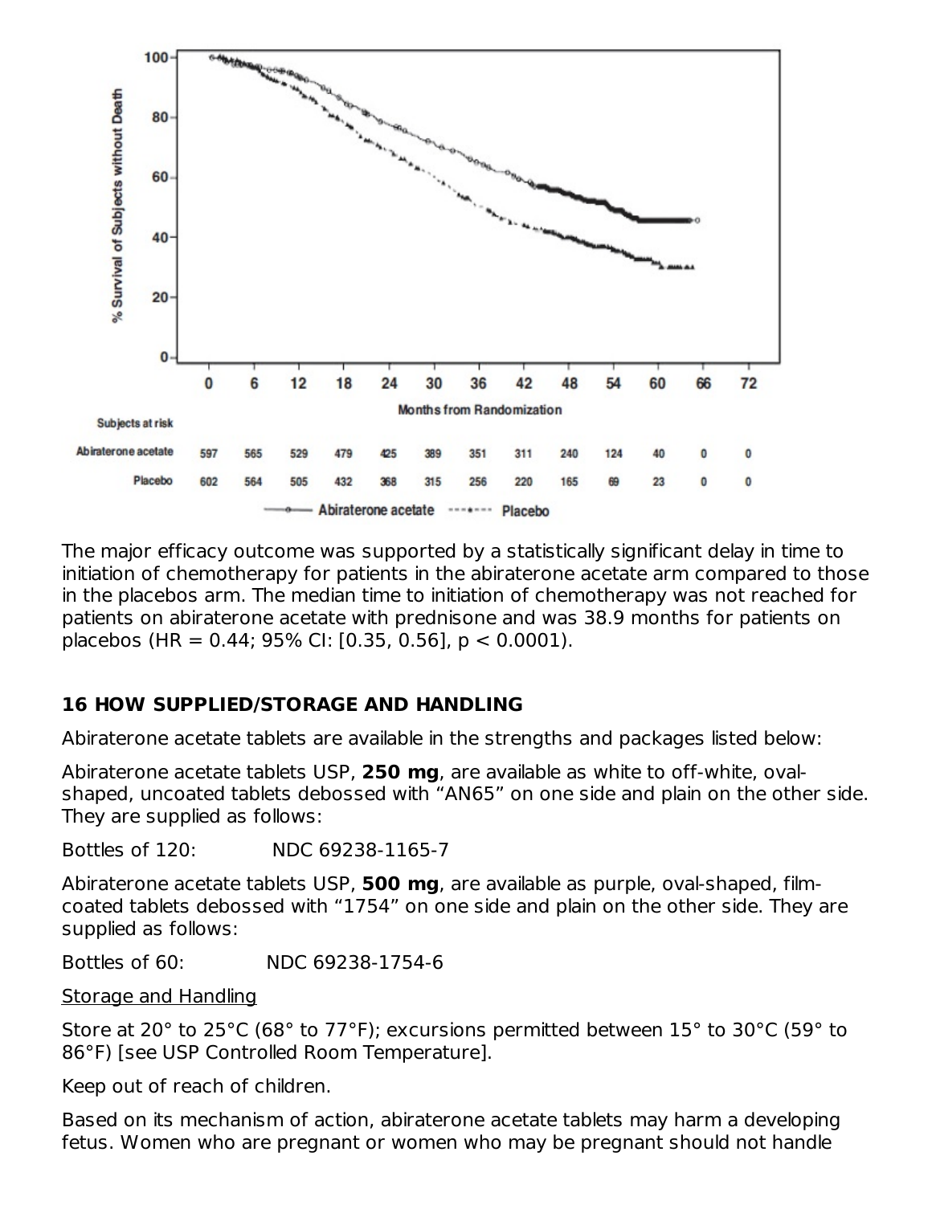| Subjects at risk | 0 | 6 | 12 | 18 | 24 | 30 | 36 | 42 | 48 | 54 | 60 | 66 | 72 |
|---|---|---|---|---|---|---|---|---|---|---|---|---|---|
| Abiraterone acetate | 597 | 565 | 529 | 479 | 425 | 389 | 351 | 311 | 240 | 124 | 40 | 0 | 0 |
| Placebo | 602 | 564 | 505 | 432 | 368 | 315 | 256 | 220 | 165 | 69 | 23 | 0 | 0 |

The major efficacy outcome was supported by a statistically significant delay in time to initiation of chemotherapy for patients in the abiraterone acetate arm compared to those in the placebos arm. The median time to initiation of chemotherapy was not reached for patients on abiraterone acetate with prednisone and was 38.9 months for patients on placebos (HR = 0.44; 95% CI: [0.35, 0.56], $p < 0.0001$).

## 16 HOW SUPPLIED/STORAGE AND HANDLING

Abiraterone acetate tablets are available in the strengths and packages listed below:

Abiraterone acetate tablets USP, **250 mg**, are available as white to off-white, oval-shaped, uncoated tablets debossed with "AN65" on one side and plain on the other side. They are supplied as follows:

Bottles of 120: NDC 69238-1165-7

Abiraterone acetate tablets USP, **500 mg**, are available as purple, oval-shaped, film-coated tablets debossed with "1754" on one side and plain on the other side. They are supplied as follows:

Bottles of 60: NDC 69238-1754-6

Storage and Handling

Store at 20° to 25°C (68° to 77°F); excursions permitted between 15° to 30°C (59° to 86°F) [see USP Controlled Room Temperature].

Keep out of reach of children.

Based on its mechanism of action, abiraterone acetate tablets may harm a developing fetus. Women who are pregnant or women who may be pregnant should not handle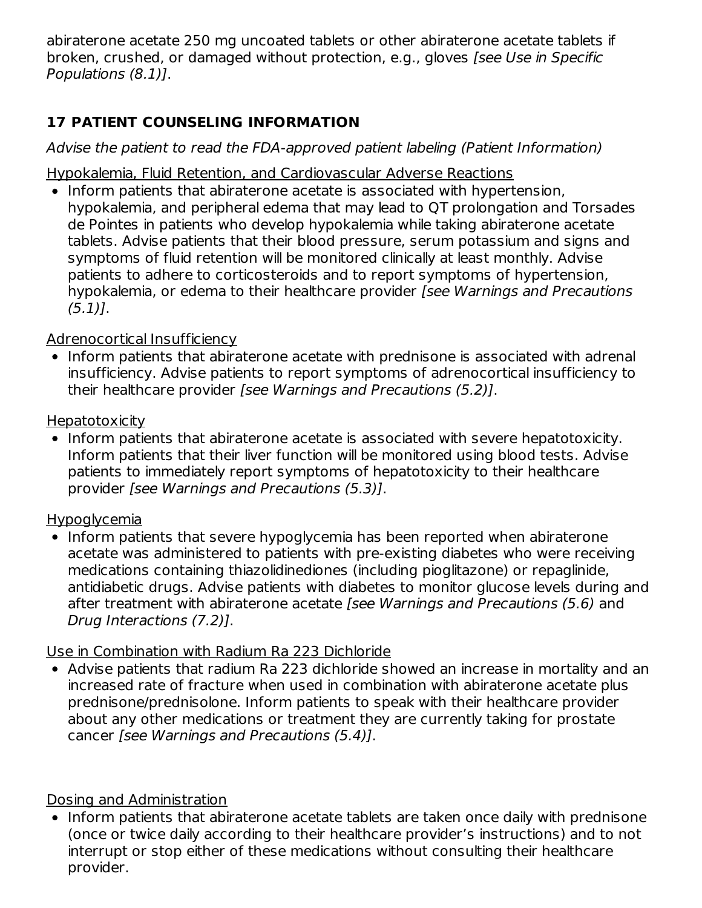abiraterone acetate 250 mg uncoated tablets or other abiraterone acetate tablets if broken, crushed, or damaged without protection, e.g., gloves *[see Use in Specific Populations (8.1)]*.

## 17 PATIENT COUNSELING INFORMATION

*Advise the patient to read the FDA-approved patient labeling (Patient Information)*

Hypokalemia, Fluid Retention, and Cardiovascular Adverse Reactions

- Inform patients that abiraterone acetate is associated with hypertension, hypokalemia, and peripheral edema that may lead to QT prolongation and Torsades de Pointes in patients who develop hypokalemia while taking abiraterone acetate tablets. Advise patients that their blood pressure, serum potassium and signs and symptoms of fluid retention will be monitored clinically at least monthly. Advise patients to adhere to corticosteroids and to report symptoms of hypertension, hypokalemia, or edema to their healthcare provider *[see Warnings and Precautions (5.1)]*.

Adrenocortical Insufficiency

- Inform patients that abiraterone acetate with prednisone is associated with adrenal insufficiency. Advise patients to report symptoms of adrenocortical insufficiency to their healthcare provider *[see Warnings and Precautions (5.2)]*.

Hepatotoxicity

- Inform patients that abiraterone acetate is associated with severe hepatotoxicity. Inform patients that their liver function will be monitored using blood tests. Advise patients to immediately report symptoms of hepatotoxicity to their healthcare provider *[see Warnings and Precautions (5.3)]*.

Hypoglycemia

- Inform patients that severe hypoglycemia has been reported when abiraterone acetate was administered to patients with pre-existing diabetes who were receiving medications containing thiazolidinediones (including pioglitazone) or repaglinide, antidiabetic drugs. Advise patients with diabetes to monitor glucose levels during and after treatment with abiraterone acetate *[see Warnings and Precautions (5.6)* and *Drug Interactions (7.2)]*.

Use in Combination with Radium Ra 223 Dichloride

- Advise patients that radium Ra 223 dichloride showed an increase in mortality and an increased rate of fracture when used in combination with abiraterone acetate plus prednisone/prednisolone. Inform patients to speak with their healthcare provider about any other medications or treatment they are currently taking for prostate cancer *[see Warnings and Precautions (5.4)]*.

Dosing and Administration

- Inform patients that abiraterone acetate tablets are taken once daily with prednisone (once or twice daily according to their healthcare provider's instructions) and to not interrupt or stop either of these medications without consulting their healthcare provider.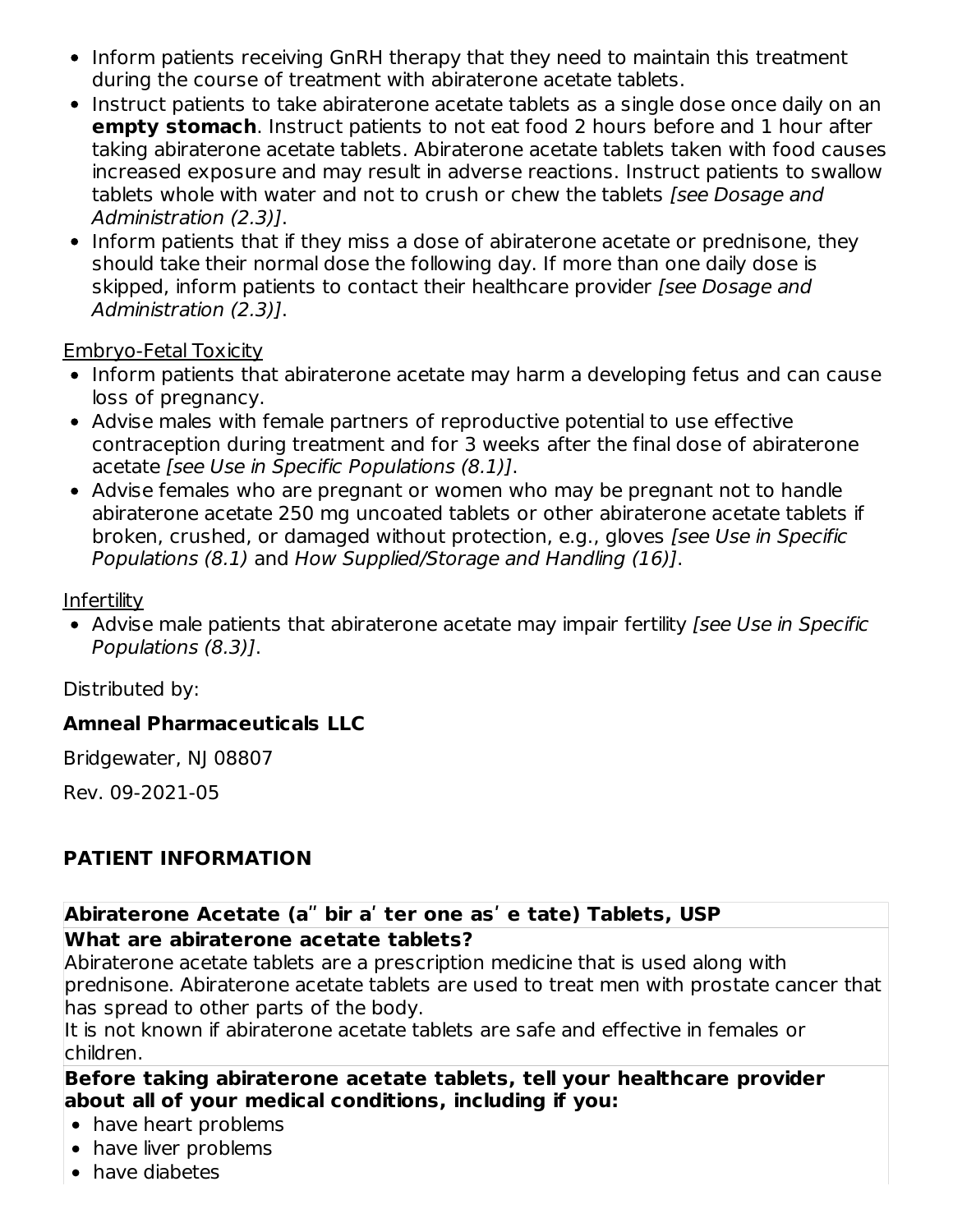- Inform patients receiving GnRH therapy that they need to maintain this treatment during the course of treatment with abiraterone acetate tablets.
- Instruct patients to take abiraterone acetate tablets as a single dose once daily on an **empty stomach**. Instruct patients to not eat food 2 hours before and 1 hour after taking abiraterone acetate tablets. Abiraterone acetate tablets taken with food causes increased exposure and may result in adverse reactions. Instruct patients to swallow tablets whole with water and not to crush or chew the tablets *[see Dosage and Administration (2.3)]*.
- Inform patients that if they miss a dose of abiraterone acetate or prednisone, they should take their normal dose the following day. If more than one daily dose is skipped, inform patients to contact their healthcare provider *[see Dosage and Administration (2.3)]*.

Embryo-Fetal Toxicity

- Inform patients that abiraterone acetate may harm a developing fetus and can cause loss of pregnancy.
- Advise males with female partners of reproductive potential to use effective contraception during treatment and for 3 weeks after the final dose of abiraterone acetate *[see Use in Specific Populations (8.1)]*.
- Advise females who are pregnant or women who may be pregnant not to handle abiraterone acetate 250 mg uncoated tablets or other abiraterone acetate tablets if broken, crushed, or damaged without protection, e.g., gloves *[see Use in Specific Populations (8.1)* and *How Supplied/Storage and Handling (16)]*.

Infertility

- Advise male patients that abiraterone acetate may impair fertility *[see Use in Specific Populations (8.3)]*.

Distributed by:

**Amneal Pharmaceuticals LLC**

Bridgewater, NJ 08807

Rev. 09-2021-05

## PATIENT INFORMATION

**Abiraterone Acetate (a″ bir a′ ter one as′ e tate) Tablets, USP**

**What are abiraterone acetate tablets?**

Abiraterone acetate tablets are a prescription medicine that is used along with prednisone. Abiraterone acetate tablets are used to treat men with prostate cancer that has spread to other parts of the body.

It is not known if abiraterone acetate tablets are safe and effective in females or children.

**Before taking abiraterone acetate tablets, tell your healthcare provider about all of your medical conditions, including if you:**

- have heart problems
- have liver problems
- have diabetes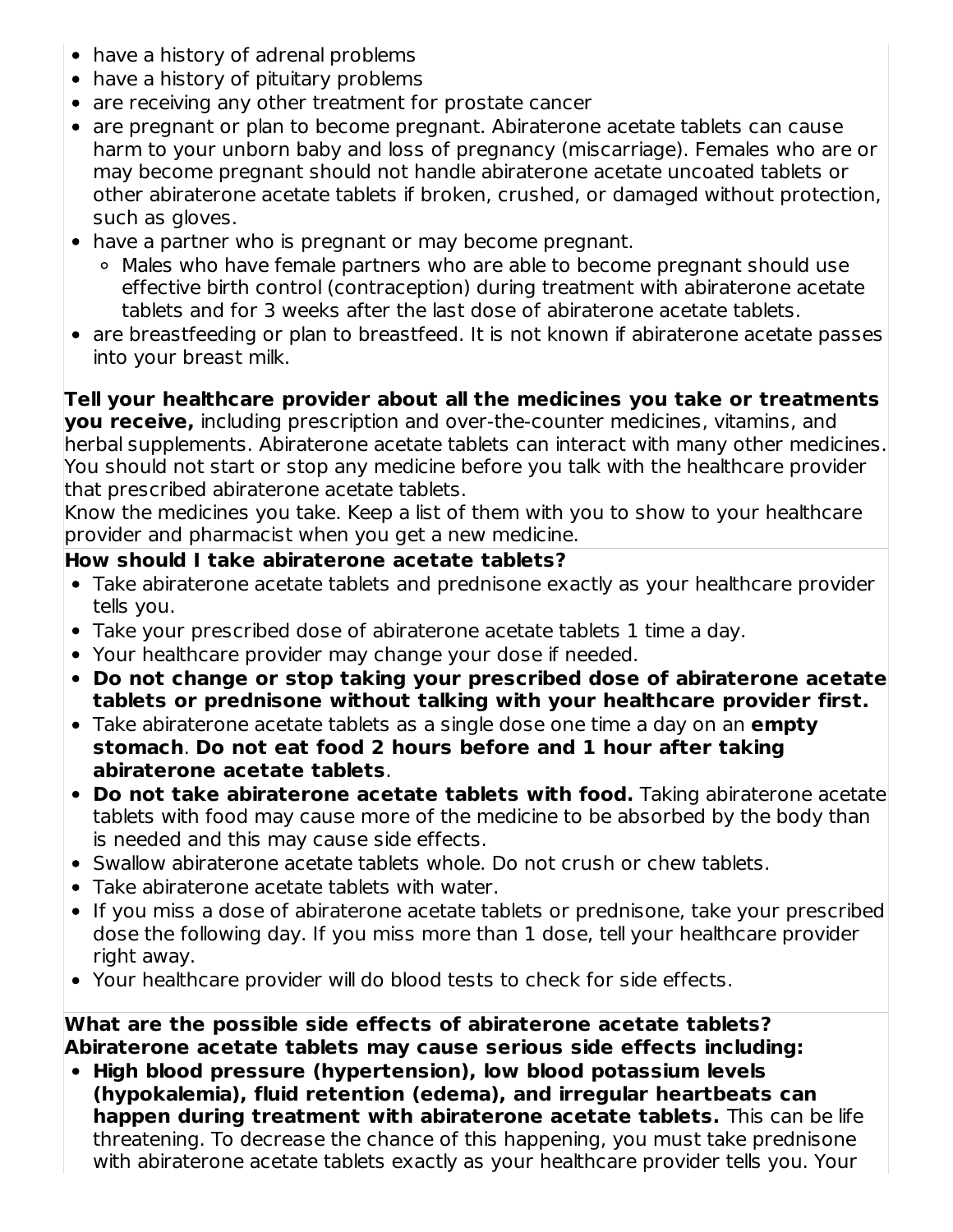- have a history of adrenal problems
- have a history of pituitary problems
- are receiving any other treatment for prostate cancer
- are pregnant or plan to become pregnant. Abiraterone acetate tablets can cause harm to your unborn baby and loss of pregnancy (miscarriage). Females who are or may become pregnant should not handle abiraterone acetate uncoated tablets or other abiraterone acetate tablets if broken, crushed, or damaged without protection, such as gloves.
- have a partner who is pregnant or may become pregnant.
  - Males who have female partners who are able to become pregnant should use effective birth control (contraception) during treatment with abiraterone acetate tablets and for 3 weeks after the last dose of abiraterone acetate tablets.
- are breastfeeding or plan to breastfeed. It is not known if abiraterone acetate passes into your breast milk.

**Tell your healthcare provider about all the medicines you take or treatments you receive,** including prescription and over-the-counter medicines, vitamins, and herbal supplements. Abiraterone acetate tablets can interact with many other medicines. You should not start or stop any medicine before you talk with the healthcare provider that prescribed abiraterone acetate tablets.
Know the medicines you take. Keep a list of them with you to show to your healthcare provider and pharmacist when you get a new medicine.

**How should I take abiraterone acetate tablets?**

- Take abiraterone acetate tablets and prednisone exactly as your healthcare provider tells you.
- Take your prescribed dose of abiraterone acetate tablets 1 time a day.
- Your healthcare provider may change your dose if needed.
- **Do not change or stop taking your prescribed dose of abiraterone acetate tablets or prednisone without talking with your healthcare provider first.**
- Take abiraterone acetate tablets as a single dose one time a day on an **empty stomach**. **Do not eat food 2 hours before and 1 hour after taking abiraterone acetate tablets**.
- **Do not take abiraterone acetate tablets with food.** Taking abiraterone acetate tablets with food may cause more of the medicine to be absorbed by the body than is needed and this may cause side effects.
- Swallow abiraterone acetate tablets whole. Do not crush or chew tablets.
- Take abiraterone acetate tablets with water.
- If you miss a dose of abiraterone acetate tablets or prednisone, take your prescribed dose the following day. If you miss more than 1 dose, tell your healthcare provider right away.
- Your healthcare provider will do blood tests to check for side effects.

**What are the possible side effects of abiraterone acetate tablets?**
**Abiraterone acetate tablets may cause serious side effects including:**

- **High blood pressure (hypertension), low blood potassium levels (hypokalemia), fluid retention (edema), and irregular heartbeats can happen during treatment with abiraterone acetate tablets.** This can be life threatening. To decrease the chance of this happening, you must take prednisone with abiraterone acetate tablets exactly as your healthcare provider tells you. Your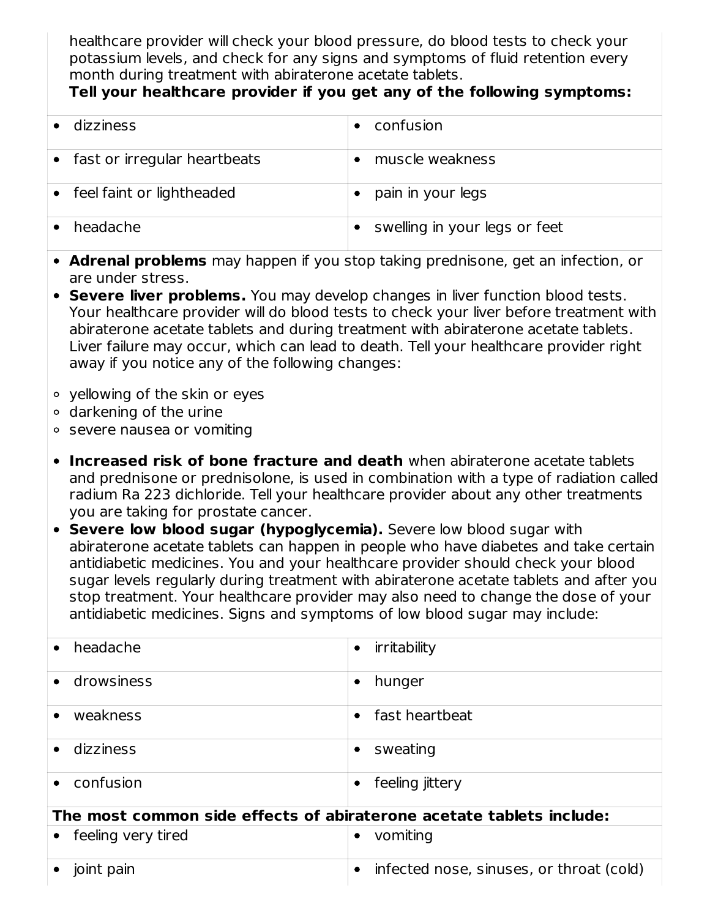healthcare provider will check your blood pressure, do blood tests to check your potassium levels, and check for any signs and symptoms of fluid retention every month during treatment with abiraterone acetate tablets.

**Tell your healthcare provider if you get any of the following symptoms:**

| | |
|---|---|
| • dizziness | • confusion |
| • fast or irregular heartbeats | • muscle weakness |
| • feel faint or lightheaded | • pain in your legs |
| • headache | • swelling in your legs or feet |

- **Adrenal problems** may happen if you stop taking prednisone, get an infection, or are under stress.
- **Severe liver problems.** You may develop changes in liver function blood tests. Your healthcare provider will do blood tests to check your liver before treatment with abiraterone acetate tablets and during treatment with abiraterone acetate tablets. Liver failure may occur, which can lead to death. Tell your healthcare provider right away if you notice any of the following changes:

  - yellowing of the skin or eyes
  - darkening of the urine
  - severe nausea or vomiting

- **Increased risk of bone fracture and death** when abiraterone acetate tablets and prednisone or prednisolone, is used in combination with a type of radiation called radium Ra 223 dichloride. Tell your healthcare provider about any other treatments you are taking for prostate cancer.
- **Severe low blood sugar (hypoglycemia).** Severe low blood sugar with abiraterone acetate tablets can happen in people who have diabetes and take certain antidiabetic medicines. You and your healthcare provider should check your blood sugar levels regularly during treatment with abiraterone acetate tablets and after you stop treatment. Your healthcare provider may also need to change the dose of your antidiabetic medicines. Signs and symptoms of low blood sugar may include:

| | |
|---|---|
| • headache | • irritability |
| • drowsiness | • hunger |
| • weakness | • fast heartbeat |
| • dizziness | • sweating |
| • confusion | • feeling jittery |

**The most common side effects of abiraterone acetate tablets include:**

| | |
|---|---|
| • feeling very tired | • vomiting |
| • joint pain | • infected nose, sinuses, or throat (cold) |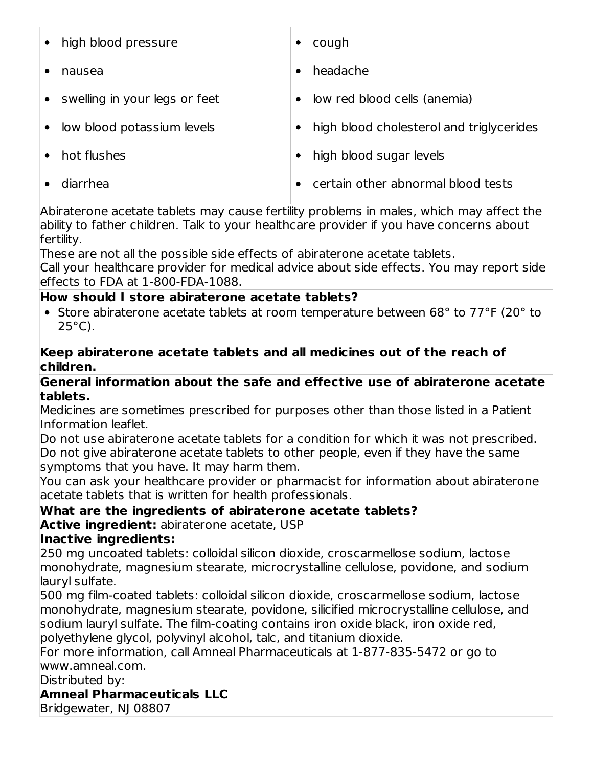| • high blood pressure | • cough |
|---|---|
| • nausea | • headache |
| • swelling in your legs or feet | • low red blood cells (anemia) |
| • low blood potassium levels | • high blood cholesterol and triglycerides |
| • hot flushes | • high blood sugar levels |
| • diarrhea | • certain other abnormal blood tests |

Abiraterone acetate tablets may cause fertility problems in males, which may affect the ability to father children. Talk to your healthcare provider if you have concerns about fertility.

These are not all the possible side effects of abiraterone acetate tablets.

Call your healthcare provider for medical advice about side effects. You may report side effects to FDA at 1-800-FDA-1088.

**How should I store abiraterone acetate tablets?**

- Store abiraterone acetate tablets at room temperature between 68° to 77°F (20° to 25°C).

**Keep abiraterone acetate tablets and all medicines out of the reach of children.**

**General information about the safe and effective use of abiraterone acetate tablets.**

Medicines are sometimes prescribed for purposes other than those listed in a Patient Information leaflet.

Do not use abiraterone acetate tablets for a condition for which it was not prescribed. Do not give abiraterone acetate tablets to other people, even if they have the same symptoms that you have. It may harm them.

You can ask your healthcare provider or pharmacist for information about abiraterone acetate tablets that is written for health professionals.

**What are the ingredients of abiraterone acetate tablets?**

**Active ingredient:** abiraterone acetate, USP

**Inactive ingredients:**

250 mg uncoated tablets: colloidal silicon dioxide, croscarmellose sodium, lactose monohydrate, magnesium stearate, microcrystalline cellulose, povidone, and sodium lauryl sulfate.

500 mg film-coated tablets: colloidal silicon dioxide, croscarmellose sodium, lactose monohydrate, magnesium stearate, povidone, silicified microcrystalline cellulose, and sodium lauryl sulfate. The film-coating contains iron oxide black, iron oxide red, polyethylene glycol, polyvinyl alcohol, talc, and titanium dioxide.

For more information, call Amneal Pharmaceuticals at 1-877-835-5472 or go to www.amneal.com.

Distributed by:

**Amneal Pharmaceuticals LLC**

Bridgewater, NJ 08807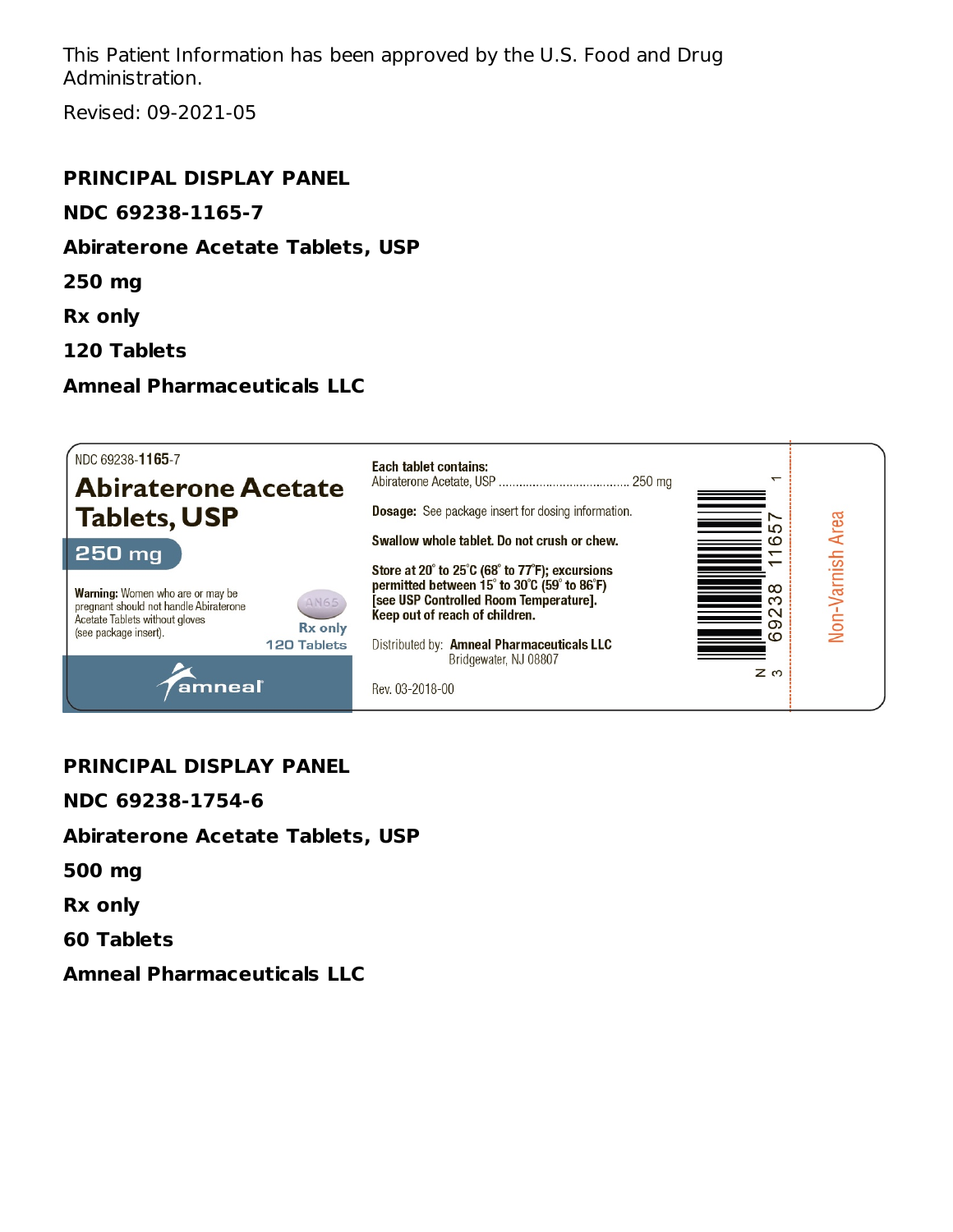This Patient Information has been approved by the U.S. Food and Drug Administration.

Revised: 09-2021-05

**PRINCIPAL DISPLAY PANEL**

**NDC 69238-1165-7**

**Abiraterone Acetate Tablets, USP**

**250 mg**

**Rx only**

**120 Tablets**

**Amneal Pharmaceuticals LLC**

NDC 69238-1165-7

**Abiraterone Acetate Tablets, USP**

**250 mg**

**Warning:** Women who are or may be pregnant should not handle Abiraterone Acetate Tablets without gloves (see package insert).

AN65

**Rx only**

**120 Tablets**

amneal

**Each tablet contains:**
Abiraterone Acetate, USP .................................... 250 mg

**Dosage:** See package insert for dosing information.

**Swallow whole tablet. Do not crush or chew.**

**Store at 20° to 25°C (68° to 77°F); excursions permitted between 15° to 30°C (59° to 86°F) [see USP Controlled Room Temperature]. Keep out of reach of children.**

Distributed by: **Amneal Pharmaceuticals LLC**
Bridgewater, NJ 08807

Rev. 03-2018-00

N 3 69238 11657 1

Non-Varnish Area

**PRINCIPAL DISPLAY PANEL**

**NDC 69238-1754-6**

**Abiraterone Acetate Tablets, USP**

**500 mg**

**Rx only**

**60 Tablets**

**Amneal Pharmaceuticals LLC**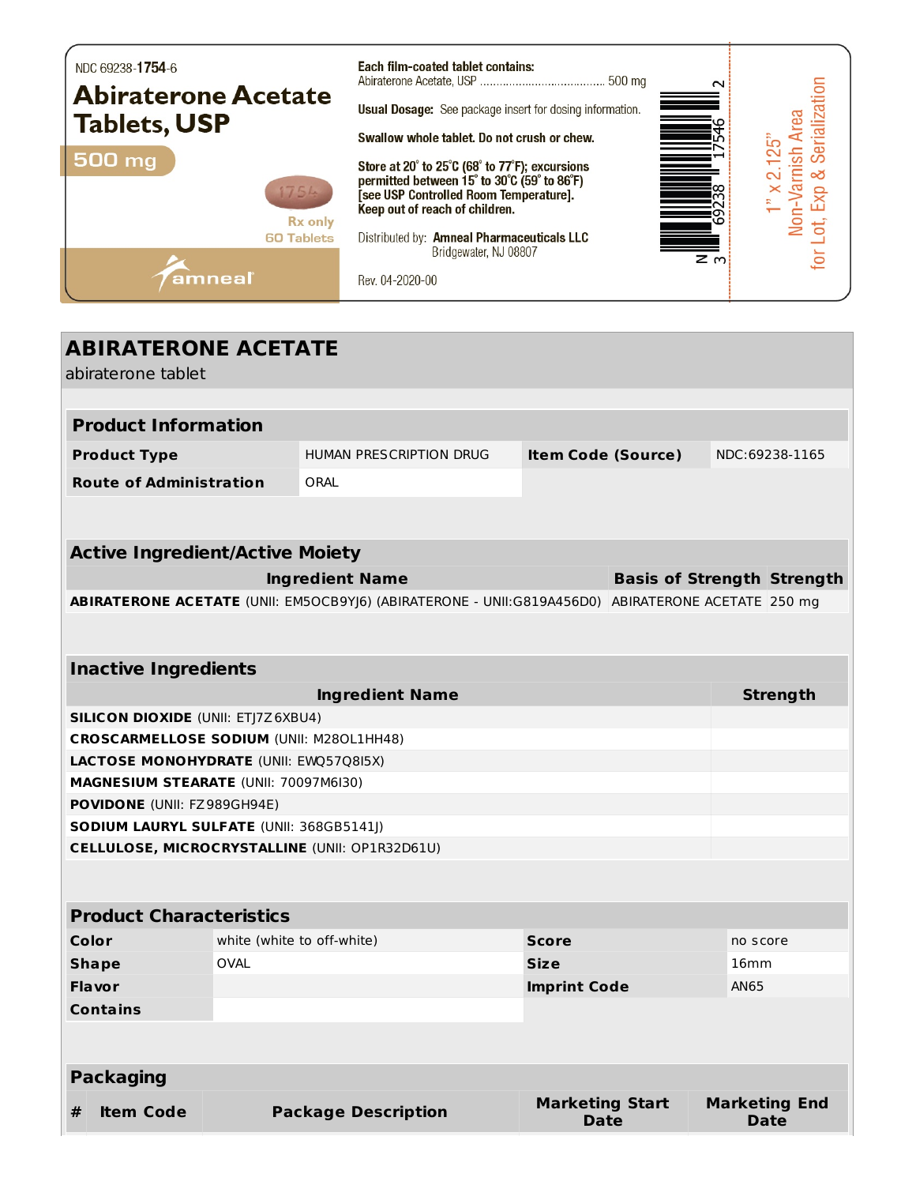NDC 69238-**1754**-6

**Abiraterone Acetate Tablets, USP**

**500 mg**

1754

Rx only

60 Tablets

amneal

**Each film-coated tablet contains:**
Abiraterone Acetate, USP .......................................... 500 mg

**Usual Dosage:** See package insert for dosing information.

**Swallow whole tablet. Do not crush or chew.**

**Store at 20° to 25°C (68° to 77°F); excursions permitted between 15° to 30°C (59° to 86°F) [see USP Controlled Room Temperature].**
**Keep out of reach of children.**

Distributed by: **Amneal Pharmaceuticals LLC**
Bridgewater, NJ 08807

Rev. 04-2020-00

N 3 69238 17546 2

1" x 2.125"
Non-Varnish Area
for Lot, Exp & Serialization

# ABIRATERONE ACETATE

abiraterone tablet

## Product Information

| | | | |
|---|---|---|---|
| **Product Type** | HUMAN PRESCRIPTION DRUG | **Item Code (Source)** | NDC:69238-1165 |
| **Route of Administration** | ORAL | | |

## Active Ingredient/Active Moiety

| Ingredient Name | Basis of Strength | Strength |
|---|---|---|
| **ABIRATERONE ACETATE** (UNII: EM5OCB9YJ6) (ABIRATERONE - UNII:G819A456D0) | ABIRATERONE ACETATE | 250 mg |

## Inactive Ingredients

| Ingredient Name | Strength |
|---|---|
| **SILICON DIOXIDE** (UNII: ETJ7Z6XBU4) | |
| **CROSCARMELLOSE SODIUM** (UNII: M28OL1HH48) | |
| **LACTOSE MONOHYDRATE** (UNII: EWQ57Q8I5X) | |
| **MAGNESIUM STEARATE** (UNII: 70097M6I30) | |
| **POVIDONE** (UNII: FZ989GH94E) | |
| **SODIUM LAURYL SULFATE** (UNII: 368GB5141J) | |
| **CELLULOSE, MICROCRYSTALLINE** (UNII: OP1R32D61U) | |

## Product Characteristics

| | | | |
|---|---|---|---|
| **Color** | white (white to off-white) | **Score** | no score |
| **Shape** | OVAL | **Size** | 16mm |
| **Flavor** | | **Imprint Code** | AN65 |
| **Contains** | | | |

## Packaging

| # | Item Code | Package Description | Marketing Start Date | Marketing End Date |
|---|---|---|---|---|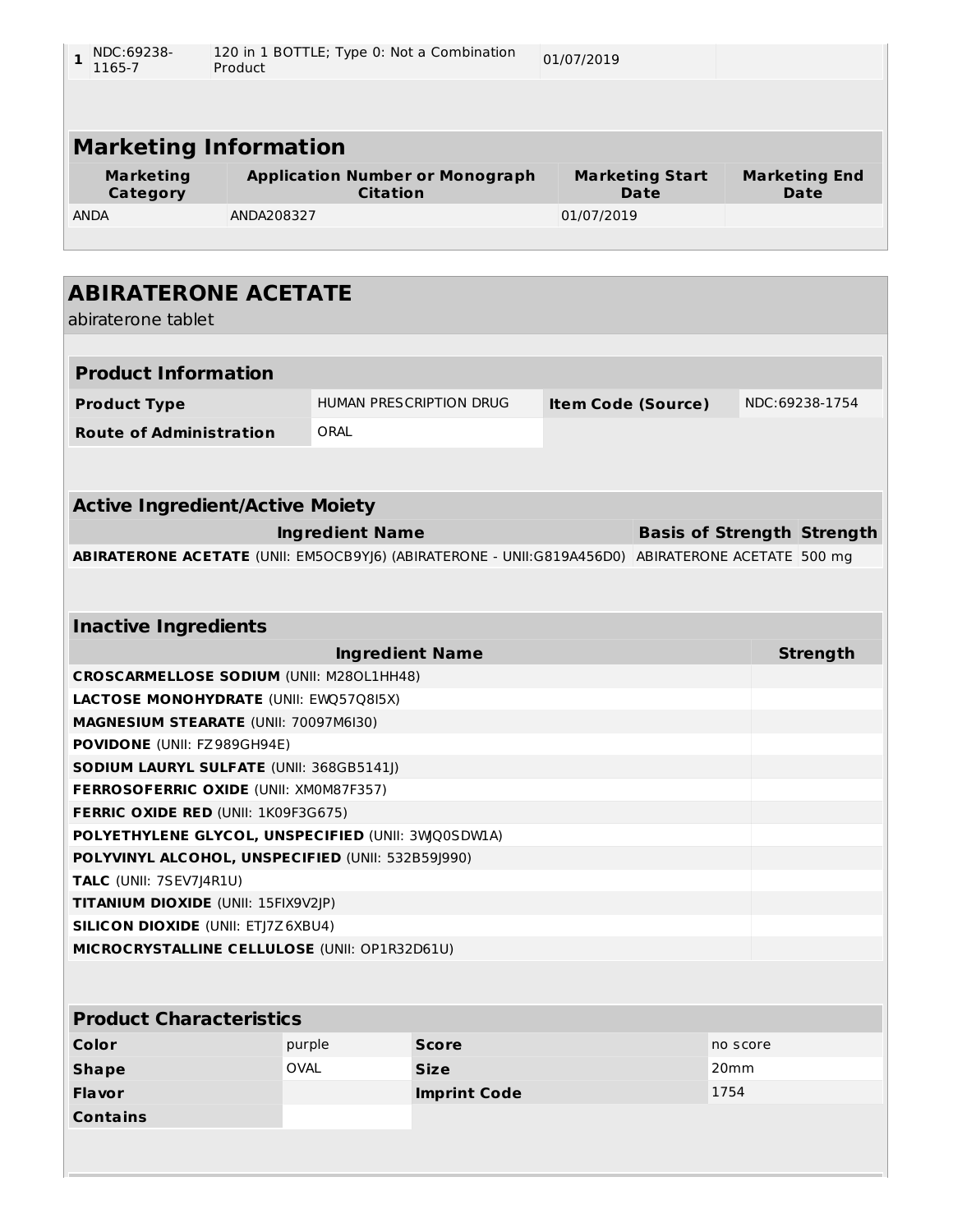| 1 | NDC:69238-1165-7 | 120 in 1 BOTTLE; Type 0: Not a Combination Product | 01/07/2019 | |
|---|---|---|---|---|

## Marketing Information

| Marketing Category | Application Number or Monograph Citation | Marketing Start Date | Marketing End Date |
|---|---|---|---|
| ANDA | ANDA208327 | 01/07/2019 | |

# ABIRATERONE ACETATE

abiraterone tablet

## Product Information

| Product Type | HUMAN PRESCRIPTION DRUG | Item Code (Source) | NDC:69238-1754 |
|---|---|---|---|
| Route of Administration | ORAL | | |

## Active Ingredient/Active Moiety

| Ingredient Name | Basis of Strength | Strength |
|---|---|---|
| **ABIRATERONE ACETATE** (UNII: EM5OCB9YJ6) (ABIRATERONE - UNII:G819A456D0) | ABIRATERONE ACETATE | 500 mg |

## Inactive Ingredients

| Ingredient Name | Strength |
|---|---|
| **CROSCARMELLOSE SODIUM** (UNII: M28OL1HH48) | |
| **LACTOSE MONOHYDRATE** (UNII: EWQ57Q8I5X) | |
| **MAGNESIUM STEARATE** (UNII: 70097M6I30) | |
| **POVIDONE** (UNII: FZ989GH94E) | |
| **SODIUM LAURYL SULFATE** (UNII: 368GB5141J) | |
| **FERROSOFERRIC OXIDE** (UNII: XM0M87F357) | |
| **FERRIC OXIDE RED** (UNII: 1K09F3G675) | |
| **POLYETHYLENE GLYCOL, UNSPECIFIED** (UNII: 3WQ0SDW1A) | |
| **POLYVINYL ALCOHOL, UNSPECIFIED** (UNII: 532B59J990) | |
| **TALC** (UNII: 7SEV7J4R1U) | |
| **TITANIUM DIOXIDE** (UNII: 15FIX9V2JP) | |
| **SILICON DIOXIDE** (UNII: ETJ7Z6XBU4) | |
| **MICROCRYSTALLINE CELLULOSE** (UNII: OP1R32D61U) | |

## Product Characteristics

| Color | purple | Score | no score |
|---|---|---|---|
| Shape | OVAL | Size | 20mm |
| Flavor | | Imprint Code | 1754 |
| Contains | | | |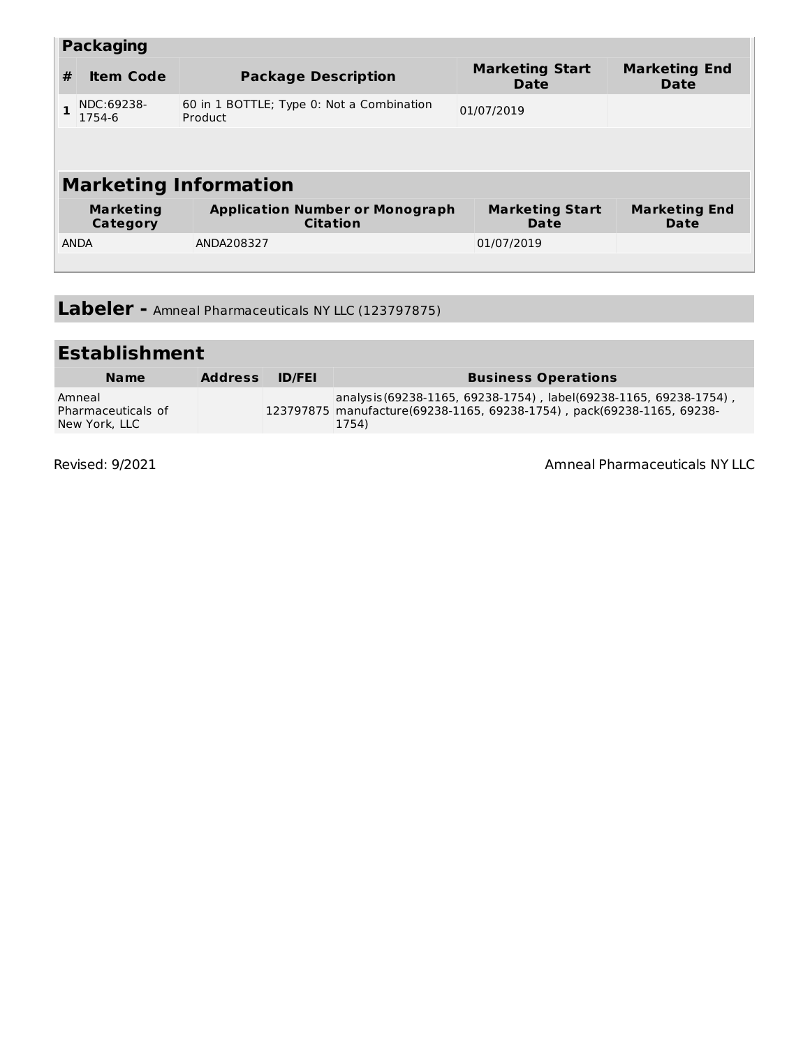## Packaging

| # | Item Code | Package Description | Marketing Start Date | Marketing End Date |
|---|---|---|---|---|
| 1 | NDC:69238-1754-6 | 60 in 1 BOTTLE; Type 0: Not a Combination Product | 01/07/2019 | |

## Marketing Information

| Marketing Category | Application Number or Monograph Citation | Marketing Start Date | Marketing End Date |
|---|---|---|---|
| ANDA | ANDA208327 | 01/07/2019 | |

## Labeler - Amneal Pharmaceuticals NY LLC (123797875)

## Establishment

| Name | Address | ID/FEI | Business Operations |
|---|---|---|---|
| Amneal Pharmaceuticals of New York, LLC | | 123797875 | analysis(69238-1165, 69238-1754) , label(69238-1165, 69238-1754) , manufacture(69238-1165, 69238-1754) , pack(69238-1165, 69238-1754) |

Revised: 9/2021

Amneal Pharmaceuticals NY LLC